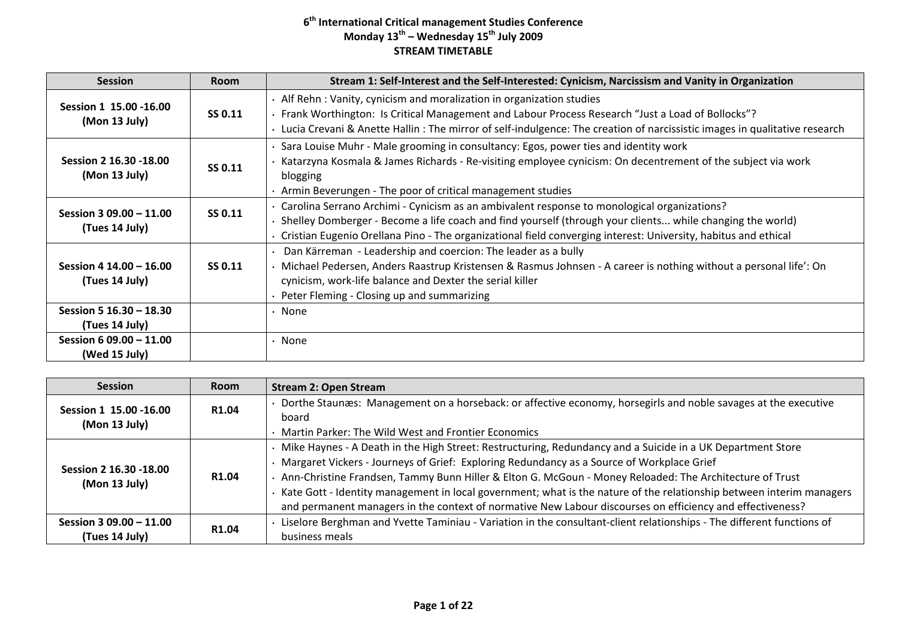# 6th International Critical management Studies Conference
## Monday 13th – Wednesday 15th July 2009
## STREAM TIMETABLE

| Session | Room | Stream 1: Self-Interest and the Self-Interested: Cynicism, Narcissism and Vanity in Organization |
|---|---|---|
| **Session 1 15.00 -16.00 (Mon 13 July)** | **SS 0.11** | · Alf Rehn : Vanity, cynicism and moralization in organization studies<br>· Frank Worthington: Is Critical Management and Labour Process Research "Just a Load of Bollocks"?<br>· Lucia Crevani & Anette Hallin : The mirror of self-indulgence: The creation of narcissistic images in qualitative research |
| **Session 2 16.30 -18.00 (Mon 13 July)** | **SS 0.11** | · Sara Louise Muhr - Male grooming in consultancy: Egos, power ties and identity work<br>· Katarzyna Kosmala & James Richards - Re-visiting employee cynicism: On decentrement of the subject via work blogging<br>· Armin Beverungen - The poor of critical management studies |
| **Session 3 09.00 – 11.00 (Tues 14 July)** | **SS 0.11** | · Carolina Serrano Archimi - Cynicism as an ambivalent response to monological organizations?<br>· Shelley Domberger - Become a life coach and find yourself (through your clients... while changing the world)<br>· Cristian Eugenio Orellana Pino - The organizational field converging interest: University, habitus and ethical |
| **Session 4 14.00 – 16.00 (Tues 14 July)** | **SS 0.11** | · Dan Kärreman - Leadership and coercion: The leader as a bully<br>· Michael Pedersen, Anders Raastrup Kristensen & Rasmus Johnsen - A career is nothing without a personal life': On cynicism, work-life balance and Dexter the serial killer<br>· Peter Fleming - Closing up and summarizing |
| **Session 5 16.30 – 18.30 (Tues 14 July)** | | · None |
| **Session 6 09.00 – 11.00 (Wed 15 July)** | | · None |

| Session | Room | Stream 2: Open Stream |
|---|---|---|
| **Session 1 15.00 -16.00 (Mon 13 July)** | **R1.04** | · Dorthe Staunæs: Management on a horseback: or affective economy, horsegirls and noble savages at the executive board<br>· Martin Parker: The Wild West and Frontier Economics |
| **Session 2 16.30 -18.00 (Mon 13 July)** | **R1.04** | · Mike Haynes - A Death in the High Street: Restructuring, Redundancy and a Suicide in a UK Department Store<br>· Margaret Vickers - Journeys of Grief: Exploring Redundancy as a Source of Workplace Grief<br>· Ann-Christine Frandsen, Tammy Bunn Hiller & Elton G. McGoun - Money Reloaded: The Architecture of Trust<br>· Kate Gott - Identity management in local government; what is the nature of the relationship between interim managers and permanent managers in the context of normative New Labour discourses on efficiency and effectiveness? |
| **Session 3 09.00 – 11.00 (Tues 14 July)** | **R1.04** | · Liselore Berghman and Yvette Taminiau - Variation in the consultant-client relationships - The different functions of business meals |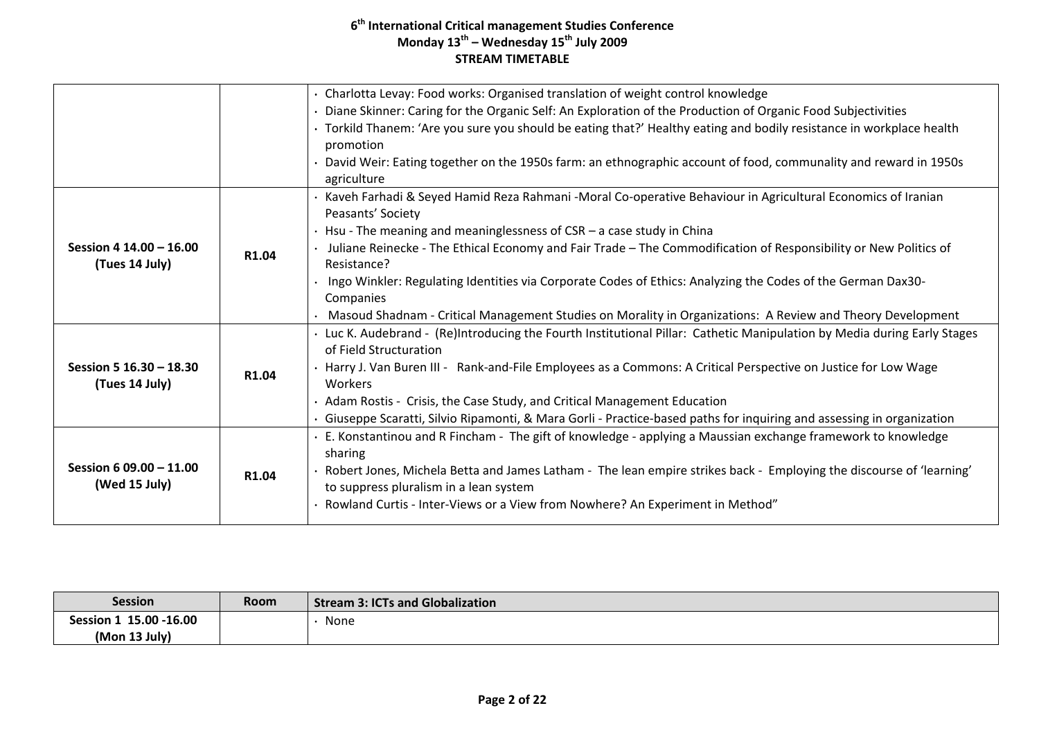**6th International Critical management Studies Conference**
**Monday 13th – Wednesday 15th July 2009**
**STREAM TIMETABLE**

| | | |
|---|---|---|
| | | • Charlotta Levay: Food works: Organised translation of weight control knowledge<br>• Diane Skinner: Caring for the Organic Self: An Exploration of the Production of Organic Food Subjectivities<br>• Torkild Thanem: 'Are you sure you should be eating that?' Healthy eating and bodily resistance in workplace health promotion<br>• David Weir: Eating together on the 1950s farm: an ethnographic account of food, communality and reward in 1950s agriculture |
| **Session 4 14.00 – 16.00 (Tues 14 July)** | **R1.04** | • Kaveh Farhadi & Seyed Hamid Reza Rahmani -Moral Co-operative Behaviour in Agricultural Economics of Iranian Peasants' Society<br>• Hsu - The meaning and meaninglessness of CSR – a case study in China<br>• Juliane Reinecke - The Ethical Economy and Fair Trade – The Commodification of Responsibility or New Politics of Resistance?<br>• Ingo Winkler: Regulating Identities via Corporate Codes of Ethics: Analyzing the Codes of the German Dax30-Companies<br>• Masoud Shadnam - Critical Management Studies on Morality in Organizations: A Review and Theory Development |
| **Session 5 16.30 – 18.30 (Tues 14 July)** | **R1.04** | • Luc K. Audebrand - (Re)Introducing the Fourth Institutional Pillar: Cathetic Manipulation by Media during Early Stages of Field Structuration<br>• Harry J. Van Buren III - Rank-and-File Employees as a Commons: A Critical Perspective on Justice for Low Wage Workers<br>• Adam Rostis - Crisis, the Case Study, and Critical Management Education<br>• Giuseppe Scaratti, Silvio Ripamonti, & Mara Gorli - Practice-based paths for inquiring and assessing in organization |
| **Session 6 09.00 – 11.00 (Wed 15 July)** | **R1.04** | • E. Konstantinou and R Fincham - The gift of knowledge - applying a Maussian exchange framework to knowledge sharing<br>• Robert Jones, Michela Betta and James Latham - The lean empire strikes back - Employing the discourse of 'learning' to suppress pluralism in a lean system<br>• Rowland Curtis - Inter-Views or a View from Nowhere? An Experiment in Method" |

| Session | Room | Stream 3: ICTs and Globalization |
|---|---|---|
| **Session 1 15.00 -16.00 (Mon 13 July)** | | • None |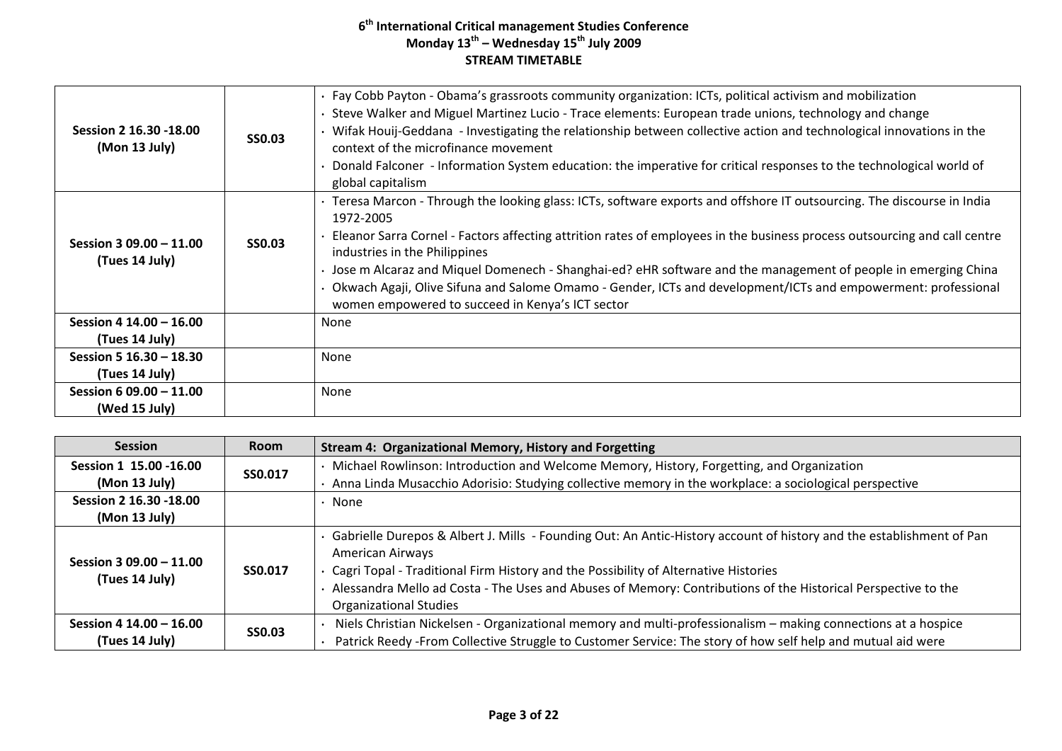# 6th International Critical management Studies Conference
## Monday 13th – Wednesday 15th July 2009
## STREAM TIMETABLE

| | | |
|---|---|---|
| **Session 2 16.30 -18.00 (Mon 13 July)** | **SS0.03** | · Fay Cobb Payton - Obama's grassroots community organization: ICTs, political activism and mobilization<br>· Steve Walker and Miguel Martinez Lucio - Trace elements: European trade unions, technology and change<br>· Wifak Houij-Geddana - Investigating the relationship between collective action and technological innovations in the context of the microfinance movement<br>· Donald Falconer - Information System education: the imperative for critical responses to the technological world of global capitalism |
| **Session 3 09.00 – 11.00 (Tues 14 July)** | **SS0.03** | · Teresa Marcon - Through the looking glass: ICTs, software exports and offshore IT outsourcing. The discourse in India 1972-2005<br>· Eleanor Sarra Cornel - Factors affecting attrition rates of employees in the business process outsourcing and call centre industries in the Philippines<br>· Jose m Alcaraz and Miquel Domenech - Shanghai-ed? eHR software and the management of people in emerging China<br>· Okwach Agaji, Olive Sifuna and Salome Omamo - Gender, ICTs and development/ICTs and empowerment: professional women empowered to succeed in Kenya's ICT sector |
| **Session 4 14.00 – 16.00 (Tues 14 July)** | | None |
| **Session 5 16.30 – 18.30 (Tues 14 July)** | | None |
| **Session 6 09.00 – 11.00 (Wed 15 July)** | | None |

| Session | Room | Stream 4: Organizational Memory, History and Forgetting |
|---|---|---|
| **Session 1 15.00 -16.00 (Mon 13 July)** | **SS0.017** | · Michael Rowlinson: Introduction and Welcome Memory, History, Forgetting, and Organization<br>· Anna Linda Musacchio Adorisio: Studying collective memory in the workplace: a sociological perspective |
| **Session 2 16.30 -18.00 (Mon 13 July)** | | · None |
| **Session 3 09.00 – 11.00 (Tues 14 July)** | **SS0.017** | · Gabrielle Durepos & Albert J. Mills - Founding Out: An Antic-History account of history and the establishment of Pan American Airways<br>· Cagri Topal - Traditional Firm History and the Possibility of Alternative Histories<br>· Alessandra Mello ad Costa - The Uses and Abuses of Memory: Contributions of the Historical Perspective to the Organizational Studies |
| **Session 4 14.00 – 16.00 (Tues 14 July)** | **SS0.03** | · Niels Christian Nickelsen - Organizational memory and multi-professionalism – making connections at a hospice<br>· Patrick Reedy -From Collective Struggle to Customer Service: The story of how self help and mutual aid were |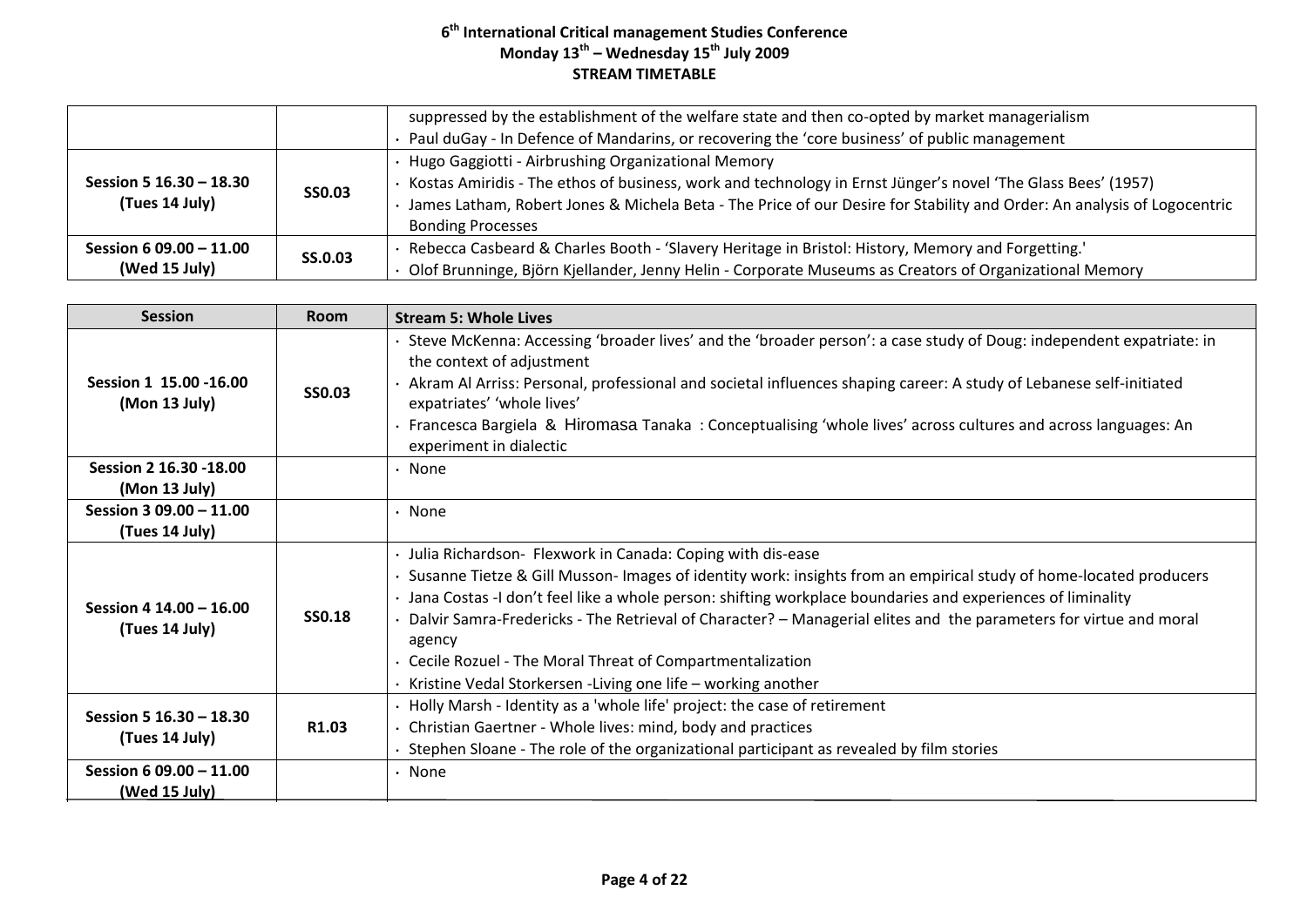| | | |
|---|---|---|
| | | suppressed by the establishment of the welfare state and then co-opted by market managerialism<br>· Paul duGay - In Defence of Mandarins, or recovering the 'core business' of public management |
| **Session 5 16.30 – 18.30 (Tues 14 July)** | **SS0.03** | · Hugo Gaggiotti - Airbrushing Organizational Memory<br>· Kostas Amiridis - The ethos of business, work and technology in Ernst Jünger's novel 'The Glass Bees' (1957)<br>· James Latham, Robert Jones & Michela Beta - The Price of our Desire for Stability and Order: An analysis of Logocentric Bonding Processes |
| **Session 6 09.00 – 11.00 (Wed 15 July)** | **SS.0.03** | · Rebecca Casbeard & Charles Booth - 'Slavery Heritage in Bristol: History, Memory and Forgetting.'<br>· Olof Brunninge, Björn Kjellander, Jenny Helin - Corporate Museums as Creators of Organizational Memory |

| Session | Room | Stream 5: Whole Lives |
|---|---|---|
| **Session 1 15.00 -16.00 (Mon 13 July)** | **SS0.03** | · Steve McKenna: Accessing 'broader lives' and the 'broader person': a case study of Doug: independent expatriate: in the context of adjustment<br>· Akram Al Arriss: Personal, professional and societal influences shaping career: A study of Lebanese self-initiated expatriates' 'whole lives'<br>· Francesca Bargiela & Hiromasa Tanaka : Conceptualising 'whole lives' across cultures and across languages: An experiment in dialectic |
| **Session 2 16.30 -18.00 (Mon 13 July)** | | · None |
| **Session 3 09.00 – 11.00 (Tues 14 July)** | | · None |
| **Session 4 14.00 – 16.00 (Tues 14 July)** | **SS0.18** | · Julia Richardson- Flexwork in Canada: Coping with dis-ease<br>· Susanne Tietze & Gill Musson- Images of identity work: insights from an empirical study of home-located producers<br>· Jana Costas -I don't feel like a whole person: shifting workplace boundaries and experiences of liminality<br>· Dalvir Samra-Fredericks - The Retrieval of Character? – Managerial elites and the parameters for virtue and moral agency<br>· Cecile Rozuel - The Moral Threat of Compartmentalization<br>· Kristine Vedal Storkersen -Living one life – working another |
| **Session 5 16.30 – 18.30 (Tues 14 July)** | **R1.03** | · Holly Marsh - Identity as a 'whole life' project: the case of retirement<br>· Christian Gaertner - Whole lives: mind, body and practices<br>· Stephen Sloane - The role of the organizational participant as revealed by film stories |
| **Session 6 09.00 – 11.00 (Wed 15 July)** | | · None |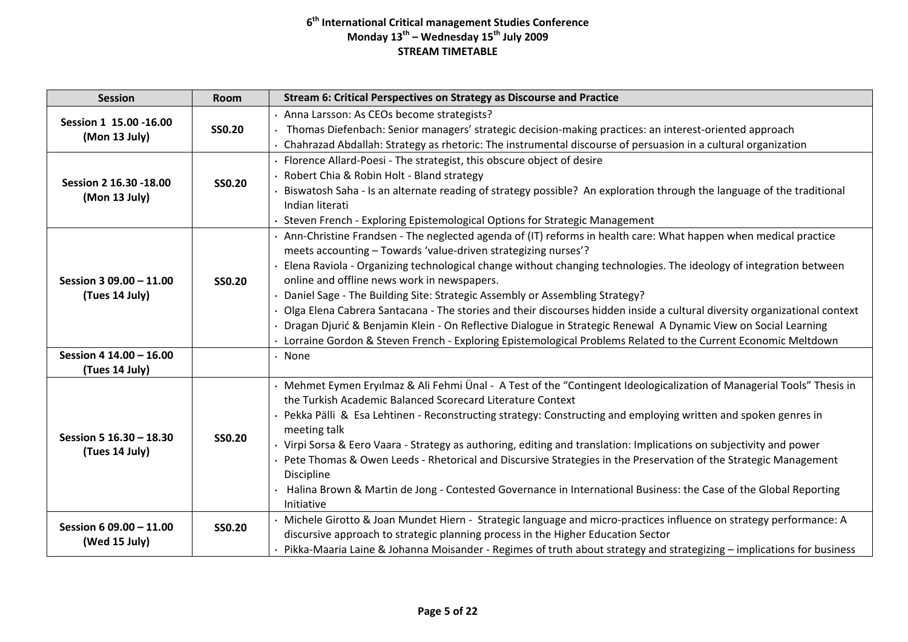# 6th International Critical management Studies Conference
## Monday 13th – Wednesday 15th July 2009
## STREAM TIMETABLE

| Session | Room | Stream 6: Critical Perspectives on Strategy as Discourse and Practice |
|---|---|---|
| **Session 1 15.00 -16.00 (Mon 13 July)** | **SS0.20** | · Anna Larsson: As CEOs become strategists?<br>· Thomas Diefenbach: Senior managers' strategic decision-making practices: an interest-oriented approach<br>· Chahrazad Abdallah: Strategy as rhetoric: The instrumental discourse of persuasion in a cultural organization |
| **Session 2 16.30 -18.00 (Mon 13 July)** | **SS0.20** | · Florence Allard-Poesi - The strategist, this obscure object of desire<br>· Robert Chia & Robin Holt - Bland strategy<br>· Biswatosh Saha - Is an alternate reading of strategy possible? An exploration through the language of the traditional Indian literati<br>· Steven French - Exploring Epistemological Options for Strategic Management |
| **Session 3 09.00 – 11.00 (Tues 14 July)** | **SS0.20** | · Ann-Christine Frandsen - The neglected agenda of (IT) reforms in health care: What happen when medical practice meets accounting – Towards 'value-driven strategizing nurses'?<br>· Elena Raviola - Organizing technological change without changing technologies. The ideology of integration between online and offline news work in newspapers.<br>· Daniel Sage - The Building Site: Strategic Assembly or Assembling Strategy?<br>· Olga Elena Cabrera Santacana - The stories and their discourses hidden inside a cultural diversity organizational context<br>· Dragan Djurić & Benjamin Klein - On Reflective Dialogue in Strategic Renewal A Dynamic View on Social Learning<br>· Lorraine Gordon & Steven French - Exploring Epistemological Problems Related to the Current Economic Meltdown |
| **Session 4 14.00 – 16.00 (Tues 14 July)** | | · None |
| **Session 5 16.30 – 18.30 (Tues 14 July)** | **SS0.20** | · Mehmet Eymen Eryılmaz & Ali Fehmi Ünal - A Test of the "Contingent Ideologicalization of Managerial Tools" Thesis in the Turkish Academic Balanced Scorecard Literature Context<br>· Pekka Pälli & Esa Lehtinen - Reconstructing strategy: Constructing and employing written and spoken genres in meeting talk<br>· Virpi Sorsa & Eero Vaara - Strategy as authoring, editing and translation: Implications on subjectivity and power<br>· Pete Thomas & Owen Leeds - Rhetorical and Discursive Strategies in the Preservation of the Strategic Management Discipline<br>· Halina Brown & Martin de Jong - Contested Governance in International Business: the Case of the Global Reporting Initiative |
| **Session 6 09.00 – 11.00 (Wed 15 July)** | **SS0.20** | · Michele Girotto & Joan Mundet Hiern - Strategic language and micro-practices influence on strategy performance: A discursive approach to strategic planning process in the Higher Education Sector<br>· Pikka-Maaria Laine & Johanna Moisander - Regimes of truth about strategy and strategizing – implications for business |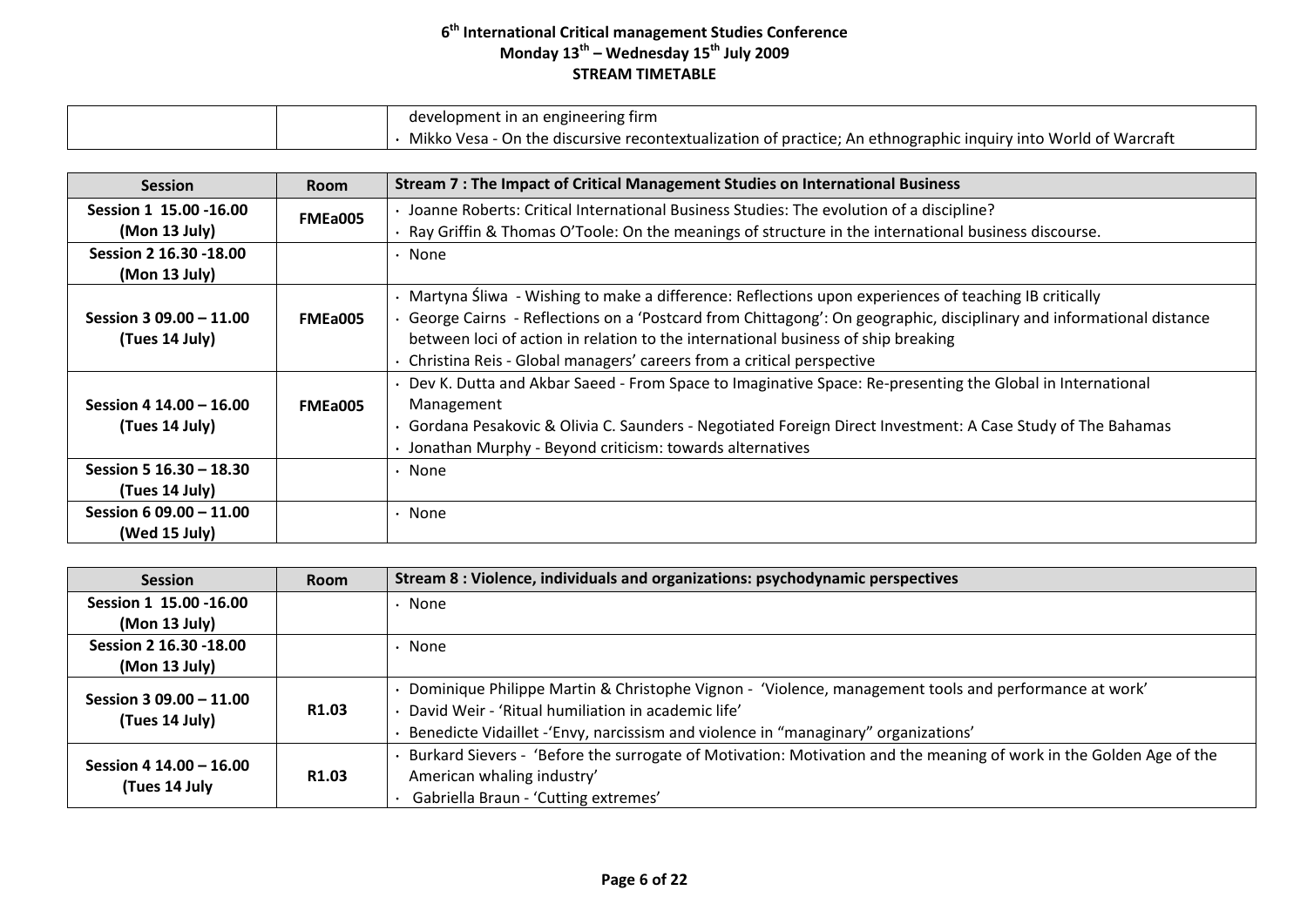| | | |
|---|---|---|
| | | development in an engineering firm<br>• Mikko Vesa - On the discursive recontextualization of practice; An ethnographic inquiry into World of Warcraft |

| Session | Room | Stream 7 : The Impact of Critical Management Studies on International Business |
|---|---|---|
| Session 1 15.00 -16.00 (Mon 13 July) | FMEa005 | • Joanne Roberts: Critical International Business Studies: The evolution of a discipline?<br>• Ray Griffin & Thomas O'Toole: On the meanings of structure in the international business discourse. |
| Session 2 16.30 -18.00 (Mon 13 July) | | • None |
| Session 3 09.00 – 11.00 (Tues 14 July) | FMEa005 | • Martyna Śliwa - Wishing to make a difference: Reflections upon experiences of teaching IB critically<br>• George Cairns - Reflections on a 'Postcard from Chittagong': On geographic, disciplinary and informational distance between loci of action in relation to the international business of ship breaking<br>• Christina Reis - Global managers' careers from a critical perspective |
| Session 4 14.00 – 16.00 (Tues 14 July) | FMEa005 | • Dev K. Dutta and Akbar Saeed - From Space to Imaginative Space: Re-presenting the Global in International Management<br>• Gordana Pesakovic & Olivia C. Saunders - Negotiated Foreign Direct Investment: A Case Study of The Bahamas<br>• Jonathan Murphy - Beyond criticism: towards alternatives |
| Session 5 16.30 – 18.30 (Tues 14 July) | | • None |
| Session 6 09.00 – 11.00 (Wed 15 July) | | • None |

| Session | Room | Stream 8 : Violence, individuals and organizations: psychodynamic perspectives |
|---|---|---|
| Session 1 15.00 -16.00 (Mon 13 July) | | • None |
| Session 2 16.30 -18.00 (Mon 13 July) | | • None |
| Session 3 09.00 – 11.00 (Tues 14 July) | R1.03 | • Dominique Philippe Martin & Christophe Vignon - 'Violence, management tools and performance at work'<br>• David Weir - 'Ritual humiliation in academic life'<br>• Benedicte Vidaillet -'Envy, narcissism and violence in "managinary" organizations' |
| Session 4 14.00 – 16.00 (Tues 14 July | R1.03 | • Burkard Sievers - 'Before the surrogate of Motivation: Motivation and the meaning of work in the Golden Age of the American whaling industry'<br>• Gabriella Braun - 'Cutting extremes' |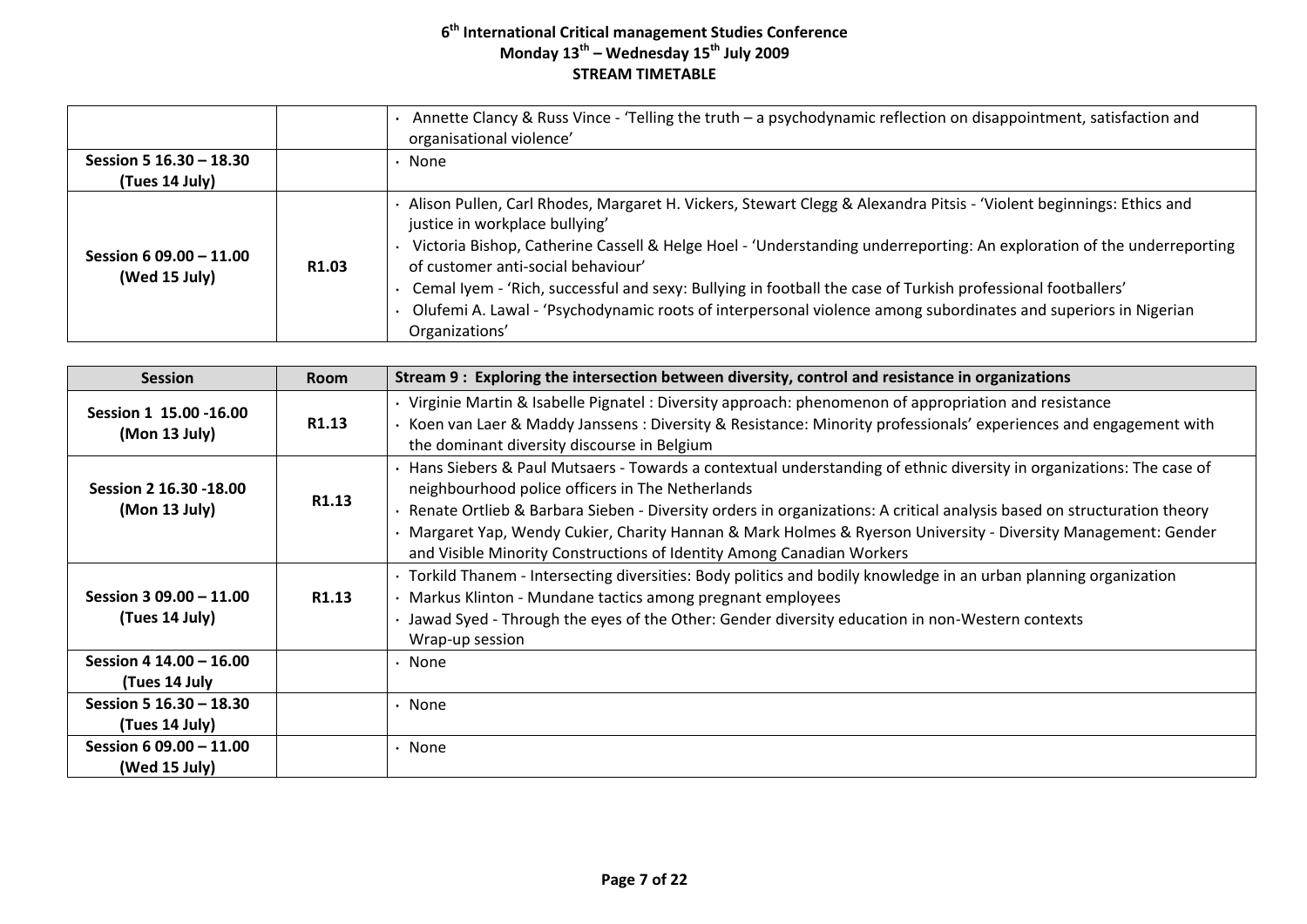# 6th International Critical management Studies Conference
## Monday 13th – Wednesday 15th July 2009
## STREAM TIMETABLE

| | | |
|---|---|---|
| | | • Annette Clancy & Russ Vince - 'Telling the truth – a psychodynamic reflection on disappointment, satisfaction and organisational violence' |
| **Session 5 16.30 – 18.30 (Tues 14 July)** | | • None |
| **Session 6 09.00 – 11.00 (Wed 15 July)** | **R1.03** | • Alison Pullen, Carl Rhodes, Margaret H. Vickers, Stewart Clegg & Alexandra Pitsis - 'Violent beginnings: Ethics and justice in workplace bullying'<br>• Victoria Bishop, Catherine Cassell & Helge Hoel - 'Understanding underreporting: An exploration of the underreporting of customer anti-social behaviour'<br>• Cemal Iyem - 'Rich, successful and sexy: Bullying in football the case of Turkish professional footballers'<br>• Olufemi A. Lawal - 'Psychodynamic roots of interpersonal violence among subordinates and superiors in Nigerian Organizations' |

| Session | Room | Stream 9 : Exploring the intersection between diversity, control and resistance in organizations |
|---|---|---|
| **Session 1 15.00 -16.00 (Mon 13 July)** | **R1.13** | • Virginie Martin & Isabelle Pignatel : Diversity approach: phenomenon of appropriation and resistance<br>• Koen van Laer & Maddy Janssens : Diversity & Resistance: Minority professionals' experiences and engagement with the dominant diversity discourse in Belgium |
| **Session 2 16.30 -18.00 (Mon 13 July)** | **R1.13** | • Hans Siebers & Paul Mutsaers - Towards a contextual understanding of ethnic diversity in organizations: The case of neighbourhood police officers in The Netherlands<br>• Renate Ortlieb & Barbara Sieben - Diversity orders in organizations: A critical analysis based on structuration theory<br>• Margaret Yap, Wendy Cukier, Charity Hannan & Mark Holmes & Ryerson University - Diversity Management: Gender and Visible Minority Constructions of Identity Among Canadian Workers |
| **Session 3 09.00 – 11.00 (Tues 14 July)** | **R1.13** | • Torkild Thanem - Intersecting diversities: Body politics and bodily knowledge in an urban planning organization<br>• Markus Klinton - Mundane tactics among pregnant employees<br>• Jawad Syed - Through the eyes of the Other: Gender diversity education in non-Western contexts<br>Wrap-up session |
| **Session 4 14.00 – 16.00 (Tues 14 July** | | • None |
| **Session 5 16.30 – 18.30 (Tues 14 July)** | | • None |
| **Session 6 09.00 – 11.00 (Wed 15 July)** | | • None |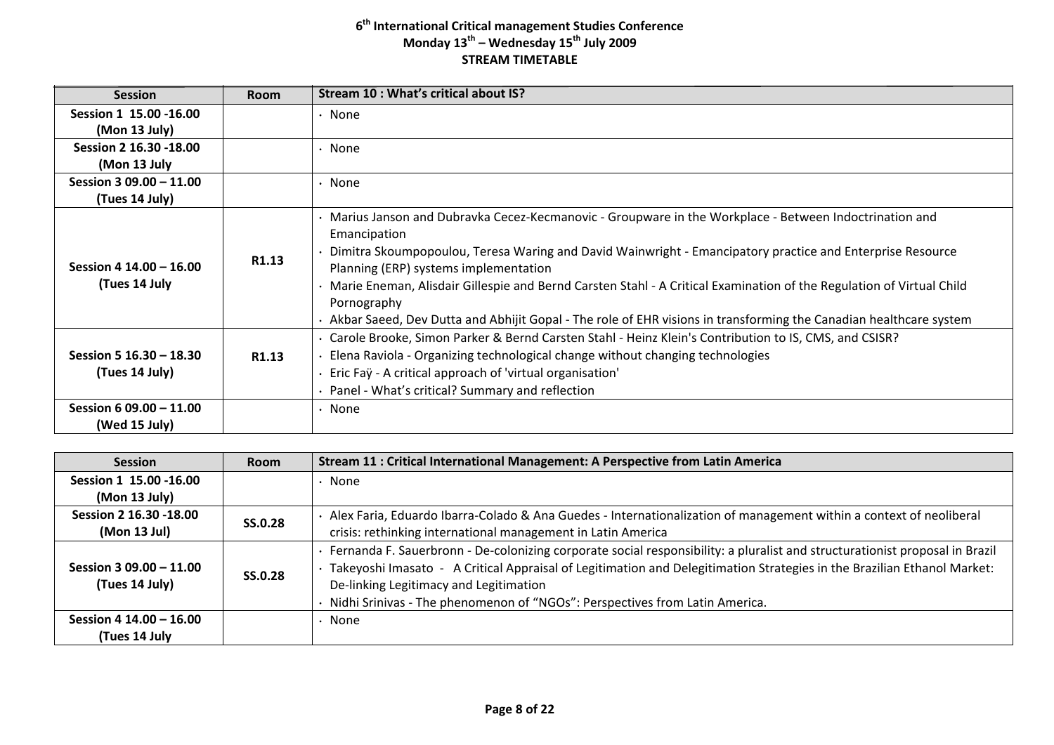# 6th International Critical management Studies Conference
## Monday 13th – Wednesday 15th July 2009
## STREAM TIMETABLE

| Session | Room | Stream 10 : What's critical about IS? |
|---|---|---|
| Session 1 15.00 -16.00 (Mon 13 July) | | · None |
| Session 2 16.30 -18.00 (Mon 13 July | | · None |
| Session 3 09.00 – 11.00 (Tues 14 July) | | · None |
| Session 4 14.00 – 16.00 (Tues 14 July | R1.13 | · Marius Janson and Dubravka Cecez-Kecmanovic - Groupware in the Workplace - Between Indoctrination and Emancipation<br>· Dimitra Skoumpopoulou, Teresa Waring and David Wainwright - Emancipatory practice and Enterprise Resource Planning (ERP) systems implementation<br>· Marie Eneman, Alisdair Gillespie and Bernd Carsten Stahl - A Critical Examination of the Regulation of Virtual Child Pornography<br>· Akbar Saeed, Dev Dutta and Abhijit Gopal - The role of EHR visions in transforming the Canadian healthcare system |
| Session 5 16.30 – 18.30 (Tues 14 July) | R1.13 | · Carole Brooke, Simon Parker & Bernd Carsten Stahl - Heinz Klein's Contribution to IS, CMS, and CSISR?<br>· Elena Raviola - Organizing technological change without changing technologies<br>· Eric Faÿ - A critical approach of 'virtual organisation'<br>· Panel - What's critical? Summary and reflection |
| Session 6 09.00 – 11.00 (Wed 15 July) | | · None |

| Session | Room | Stream 11 : Critical International Management: A Perspective from Latin America |
|---|---|---|
| Session 1 15.00 -16.00 (Mon 13 July) | | · None |
| Session 2 16.30 -18.00 (Mon 13 Jul) | SS.0.28 | · Alex Faria, Eduardo Ibarra-Colado & Ana Guedes - Internationalization of management within a context of neoliberal crisis: rethinking international management in Latin America |
| Session 3 09.00 – 11.00 (Tues 14 July) | SS.0.28 | · Fernanda F. Sauerbronn - De-colonizing corporate social responsibility: a pluralist and structurationist proposal in Brazil<br>· Takeyoshi Imasato - A Critical Appraisal of Legitimation and Delegitimation Strategies in the Brazilian Ethanol Market: De-linking Legitimacy and Legitimation<br>· Nidhi Srinivas - The phenomenon of "NGOs": Perspectives from Latin America. |
| Session 4 14.00 – 16.00 (Tues 14 July | | · None |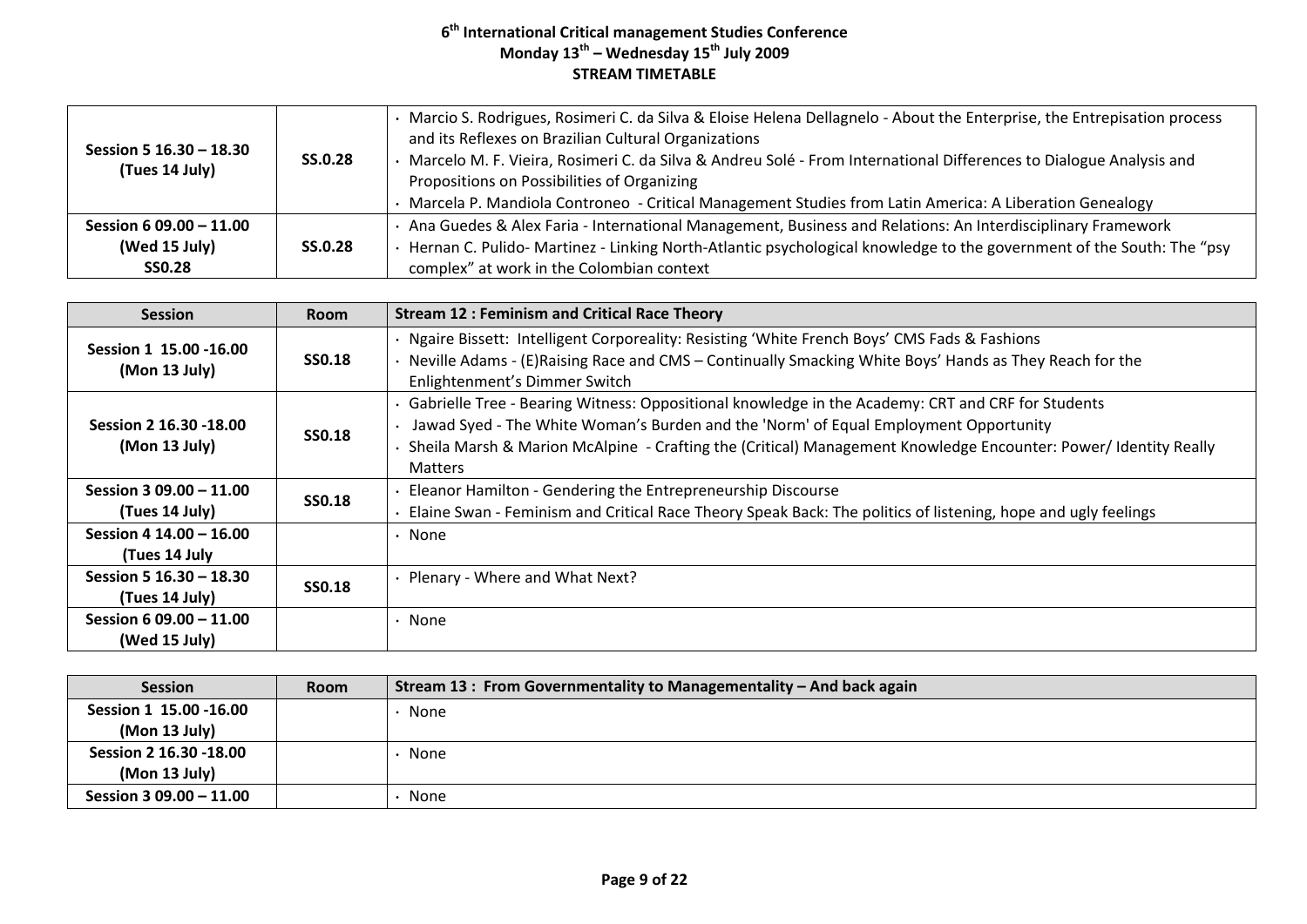**6th International Critical management Studies Conference**
**Monday 13th – Wednesday 15th July 2009**
**STREAM TIMETABLE**

| | | |
|---|---|---|
| **Session 5 16.30 – 18.30 (Tues 14 July)** | **SS.0.28** | · Marcio S. Rodrigues, Rosimeri C. da Silva & Eloise Helena Dellagnelo - About the Enterprise, the Entrepisation process and its Reflexes on Brazilian Cultural Organizations<br>· Marcelo M. F. Vieira, Rosimeri C. da Silva & Andreu Solé - From International Differences to Dialogue Analysis and Propositions on Possibilities of Organizing<br>· Marcela P. Mandiola Controneo - Critical Management Studies from Latin America: A Liberation Genealogy |
| **Session 6 09.00 – 11.00 (Wed 15 July) SS0.28** | **SS.0.28** | · Ana Guedes & Alex Faria - International Management, Business and Relations: An Interdisciplinary Framework<br>· Hernan C. Pulido- Martinez - Linking North-Atlantic psychological knowledge to the government of the South: The "psy complex" at work in the Colombian context |

| Session | Room | Stream 12 : Feminism and Critical Race Theory |
|---|---|---|
| **Session 1 15.00 -16.00 (Mon 13 July)** | **SS0.18** | · Ngaire Bissett: Intelligent Corporeality: Resisting 'White French Boys' CMS Fads & Fashions<br>· Neville Adams - (E)Raising Race and CMS – Continually Smacking White Boys' Hands as They Reach for the Enlightenment's Dimmer Switch |
| **Session 2 16.30 -18.00 (Mon 13 July)** | **SS0.18** | · Gabrielle Tree - Bearing Witness: Oppositional knowledge in the Academy: CRT and CRF for Students<br>· Jawad Syed - The White Woman's Burden and the 'Norm' of Equal Employment Opportunity<br>· Sheila Marsh & Marion McAlpine - Crafting the (Critical) Management Knowledge Encounter: Power/ Identity Really Matters |
| **Session 3 09.00 – 11.00 (Tues 14 July)** | **SS0.18** | · Eleanor Hamilton - Gendering the Entrepreneurship Discourse<br>· Elaine Swan - Feminism and Critical Race Theory Speak Back: The politics of listening, hope and ugly feelings |
| **Session 4 14.00 – 16.00 (Tues 14 July** | | · None |
| **Session 5 16.30 – 18.30 (Tues 14 July)** | **SS0.18** | · Plenary - Where and What Next? |
| **Session 6 09.00 – 11.00 (Wed 15 July)** | | · None |

| Session | Room | Stream 13 : From Governmentality to Managementality – And back again |
|---|---|---|
| **Session 1 15.00 -16.00 (Mon 13 July)** | | · None |
| **Session 2 16.30 -18.00 (Mon 13 July)** | | · None |
| **Session 3 09.00 – 11.00** | | · None |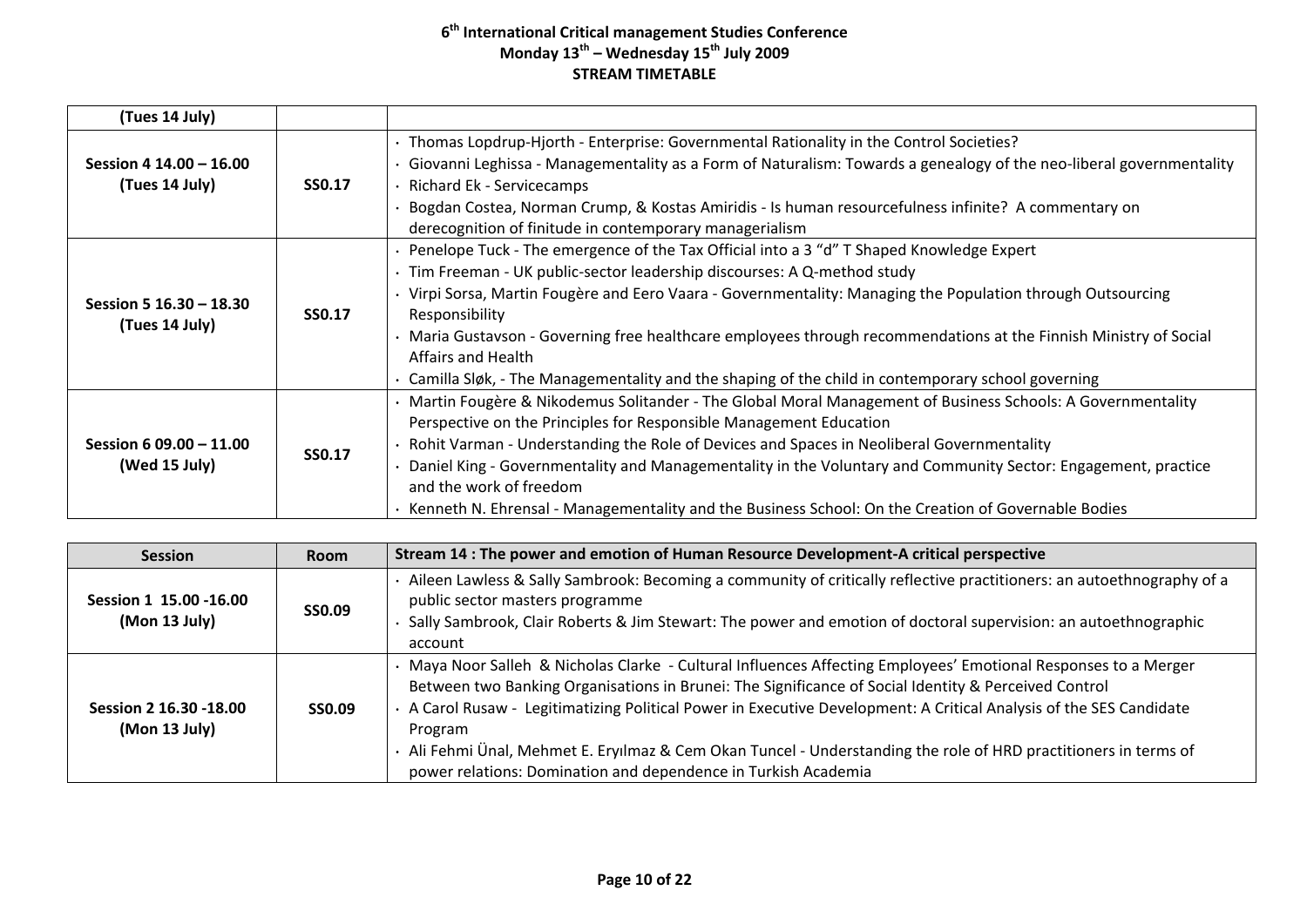| (Tues 14 July) | | |
|---|---|---|
| Session 4 14.00 – 16.00 (Tues 14 July) | SS0.17 | · Thomas Lopdrup-Hjorth - Enterprise: Governmental Rationality in the Control Societies?<br>· Giovanni Leghissa - Managementality as a Form of Naturalism: Towards a genealogy of the neo-liberal governmentality<br>· Richard Ek - Servicecamps<br>· Bogdan Costea, Norman Crump, & Kostas Amiridis - Is human resourcefulness infinite? A commentary on derecognition of finitude in contemporary managerialism |
| Session 5 16.30 – 18.30 (Tues 14 July) | SS0.17 | · Penelope Tuck - The emergence of the Tax Official into a 3 "d" T Shaped Knowledge Expert<br>· Tim Freeman - UK public-sector leadership discourses: A Q-method study<br>· Virpi Sorsa, Martin Fougère and Eero Vaara - Governmentality: Managing the Population through Outsourcing Responsibility<br>· Maria Gustavson - Governing free healthcare employees through recommendations at the Finnish Ministry of Social Affairs and Health<br>· Camilla Sløk, - The Managementality and the shaping of the child in contemporary school governing |
| Session 6 09.00 – 11.00 (Wed 15 July) | SS0.17 | · Martin Fougère & Nikodemus Solitander - The Global Moral Management of Business Schools: A Governmentality Perspective on the Principles for Responsible Management Education<br>· Rohit Varman - Understanding the Role of Devices and Spaces in Neoliberal Governmentality<br>· Daniel King - Governmentality and Managementality in the Voluntary and Community Sector: Engagement, practice and the work of freedom<br>· Kenneth N. Ehrensal - Managementality and the Business School: On the Creation of Governable Bodies |

| Session | Room | Stream 14 : The power and emotion of Human Resource Development-A critical perspective |
|---|---|---|
| Session 1 15.00 -16.00 (Mon 13 July) | SS0.09 | · Aileen Lawless & Sally Sambrook: Becoming a community of critically reflective practitioners: an autoethnography of a public sector masters programme<br>· Sally Sambrook, Clair Roberts & Jim Stewart: The power and emotion of doctoral supervision: an autoethnographic account |
| Session 2 16.30 -18.00 (Mon 13 July) | SS0.09 | · Maya Noor Salleh & Nicholas Clarke - Cultural Influences Affecting Employees' Emotional Responses to a Merger Between two Banking Organisations in Brunei: The Significance of Social Identity & Perceived Control<br>· A Carol Rusaw - Legitimatizing Political Power in Executive Development: A Critical Analysis of the SES Candidate Program<br>· Ali Fehmi Ünal, Mehmet E. Eryılmaz & Cem Okan Tuncel - Understanding the role of HRD practitioners in terms of power relations: Domination and dependence in Turkish Academia |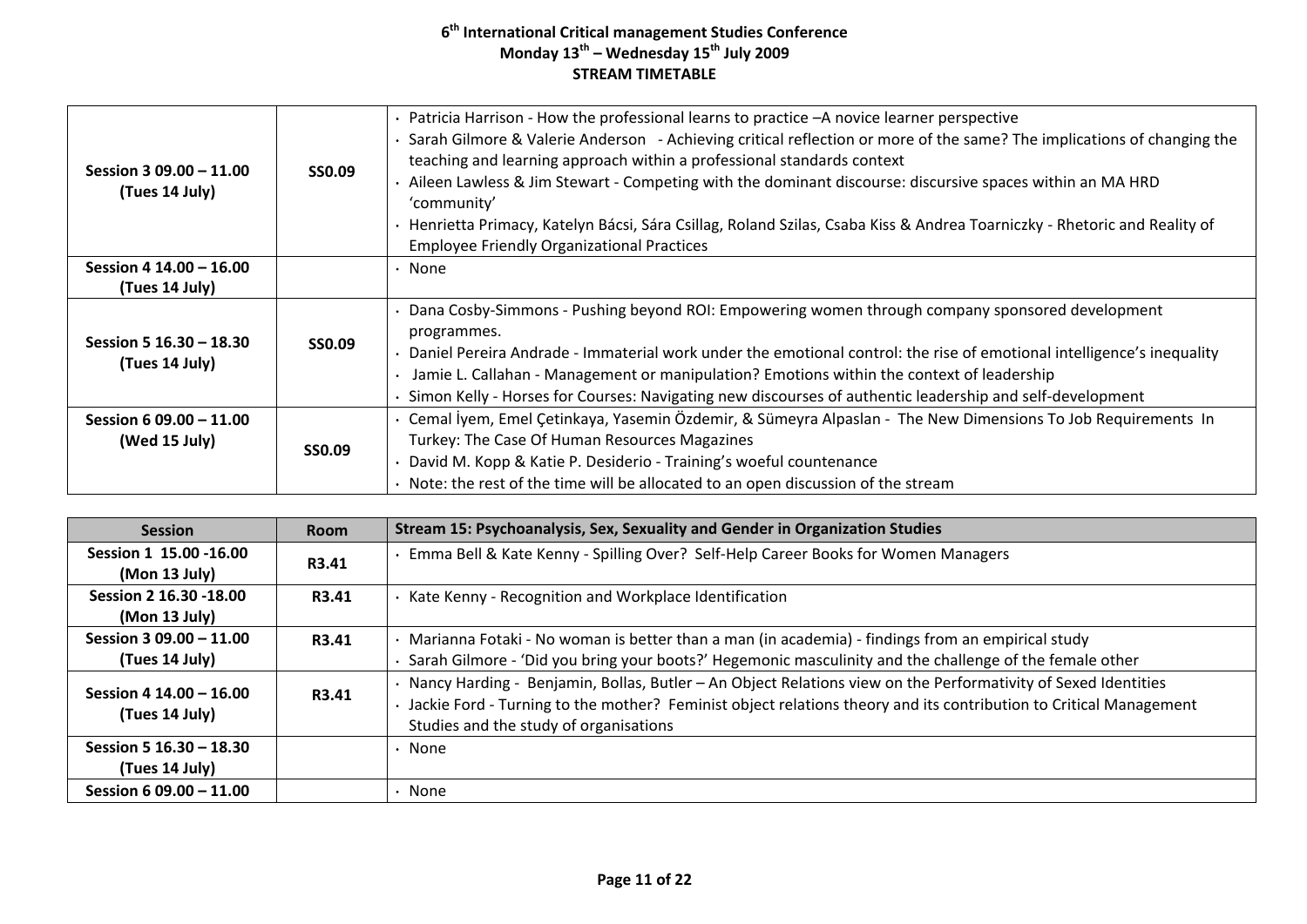# 6th International Critical management Studies Conference
## Monday 13th – Wednesday 15th July 2009
## STREAM TIMETABLE

| | | |
|---|---|---|
| **Session 3 09.00 – 11.00 (Tues 14 July)** | **SS0.09** | • Patricia Harrison - How the professional learns to practice –A novice learner perspective<br>• Sarah Gilmore & Valerie Anderson - Achieving critical reflection or more of the same? The implications of changing the teaching and learning approach within a professional standards context<br>• Aileen Lawless & Jim Stewart - Competing with the dominant discourse: discursive spaces within an MA HRD 'community'<br>• Henrietta Primacy, Katelyn Bácsi, Sára Csillag, Roland Szilas, Csaba Kiss & Andrea Toarniczky - Rhetoric and Reality of Employee Friendly Organizational Practices |
| **Session 4 14.00 – 16.00 (Tues 14 July)** | | • None |
| **Session 5 16.30 – 18.30 (Tues 14 July)** | **SS0.09** | • Dana Cosby-Simmons - Pushing beyond ROI: Empowering women through company sponsored development programmes.<br>• Daniel Pereira Andrade - Immaterial work under the emotional control: the rise of emotional intelligence's inequality<br>• Jamie L. Callahan - Management or manipulation? Emotions within the context of leadership<br>• Simon Kelly - Horses for Courses: Navigating new discourses of authentic leadership and self-development |
| **Session 6 09.00 – 11.00 (Wed 15 July)** | **SS0.09** | • Cemal İyem, Emel Çetinkaya, Yasemin Özdemir, & Sümeyra Alpaslan - The New Dimensions To Job Requirements In Turkey: The Case Of Human Resources Magazines<br>• David M. Kopp & Katie P. Desiderio - Training's woeful countenance<br>• Note: the rest of the time will be allocated to an open discussion of the stream |

| Session | Room | Stream 15: Psychoanalysis, Sex, Sexuality and Gender in Organization Studies |
|---|---|---|
| **Session 1 15.00 -16.00 (Mon 13 July)** | **R3.41** | • Emma Bell & Kate Kenny - Spilling Over? Self-Help Career Books for Women Managers |
| **Session 2 16.30 -18.00 (Mon 13 July)** | **R3.41** | • Kate Kenny - Recognition and Workplace Identification |
| **Session 3 09.00 – 11.00 (Tues 14 July)** | **R3.41** | • Marianna Fotaki - No woman is better than a man (in academia) - findings from an empirical study<br>• Sarah Gilmore - 'Did you bring your boots?' Hegemonic masculinity and the challenge of the female other |
| **Session 4 14.00 – 16.00 (Tues 14 July)** | **R3.41** | • Nancy Harding - Benjamin, Bollas, Butler – An Object Relations view on the Performativity of Sexed Identities<br>• Jackie Ford - Turning to the mother? Feminist object relations theory and its contribution to Critical Management Studies and the study of organisations |
| **Session 5 16.30 – 18.30 (Tues 14 July)** | | • None |
| **Session 6 09.00 – 11.00** | | • None |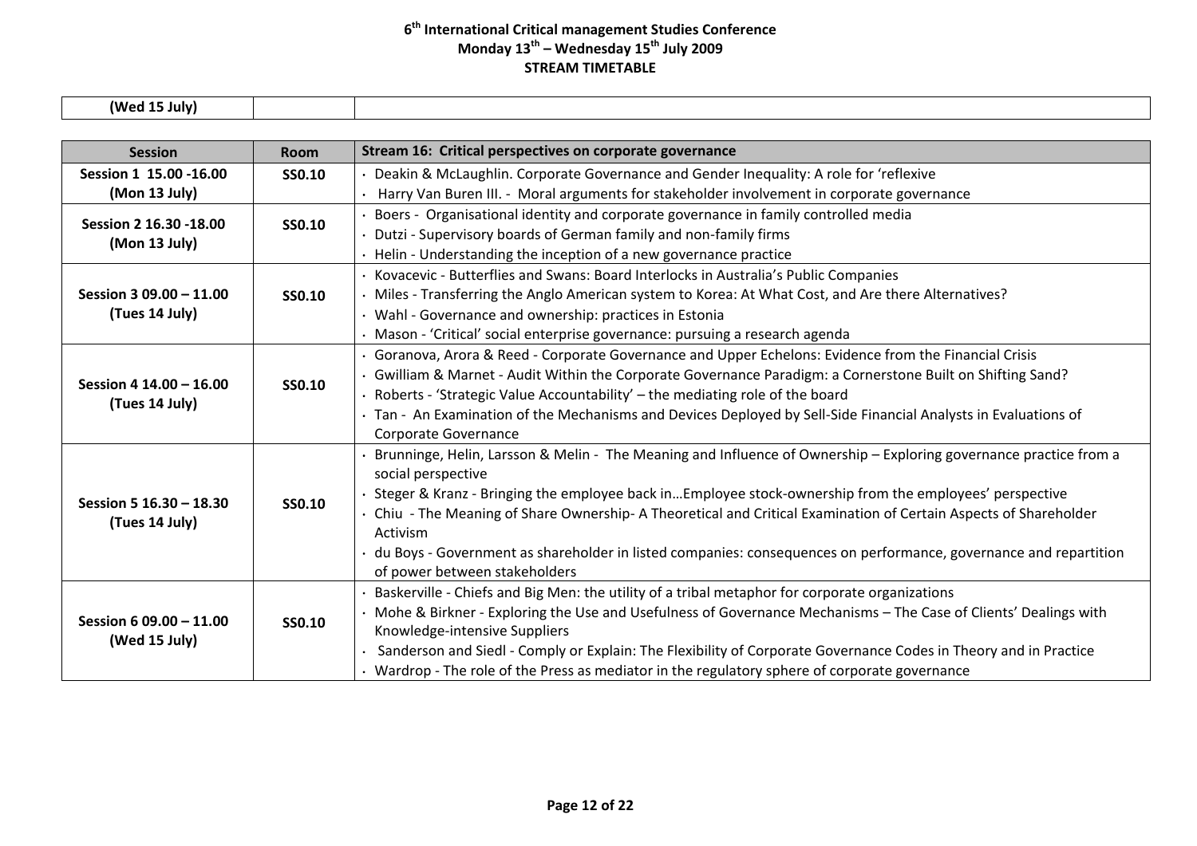**6th International Critical management Studies Conference**
**Monday 13th – Wednesday 15th July 2009**
**STREAM TIMETABLE**

| (Wed 15 July) | | |
|---|---|---|

| Session | Room | Stream 16: Critical perspectives on corporate governance |
|---|---|---|
| Session 1 15.00 -16.00 (Mon 13 July) | SS0.10 | · Deakin & McLaughlin. Corporate Governance and Gender Inequality: A role for 'reflexive<br>· Harry Van Buren III. - Moral arguments for stakeholder involvement in corporate governance |
| Session 2 16.30 -18.00 (Mon 13 July) | SS0.10 | · Boers - Organisational identity and corporate governance in family controlled media<br>· Dutzi - Supervisory boards of German family and non-family firms<br>· Helin - Understanding the inception of a new governance practice |
| Session 3 09.00 – 11.00 (Tues 14 July) | SS0.10 | · Kovacevic - Butterflies and Swans: Board Interlocks in Australia's Public Companies<br>· Miles - Transferring the Anglo American system to Korea: At What Cost, and Are there Alternatives?<br>· Wahl - Governance and ownership: practices in Estonia<br>· Mason - 'Critical' social enterprise governance: pursuing a research agenda |
| Session 4 14.00 – 16.00 (Tues 14 July) | SS0.10 | · Goranova, Arora & Reed - Corporate Governance and Upper Echelons: Evidence from the Financial Crisis<br>· Gwilliam & Marnet - Audit Within the Corporate Governance Paradigm: a Cornerstone Built on Shifting Sand?<br>· Roberts - 'Strategic Value Accountability' – the mediating role of the board<br>· Tan - An Examination of the Mechanisms and Devices Deployed by Sell-Side Financial Analysts in Evaluations of Corporate Governance |
| Session 5 16.30 – 18.30 (Tues 14 July) | SS0.10 | · Brunninge, Helin, Larsson & Melin - The Meaning and Influence of Ownership – Exploring governance practice from a social perspective<br>· Steger & Kranz - Bringing the employee back in…Employee stock-ownership from the employees' perspective<br>· Chiu - The Meaning of Share Ownership- A Theoretical and Critical Examination of Certain Aspects of Shareholder Activism<br>· du Boys - Government as shareholder in listed companies: consequences on performance, governance and repartition of power between stakeholders |
| Session 6 09.00 – 11.00 (Wed 15 July) | SS0.10 | · Baskerville - Chiefs and Big Men: the utility of a tribal metaphor for corporate organizations<br>· Mohe & Birkner - Exploring the Use and Usefulness of Governance Mechanisms – The Case of Clients' Dealings with Knowledge-intensive Suppliers<br>· Sanderson and Siedl - Comply or Explain: The Flexibility of Corporate Governance Codes in Theory and in Practice<br>· Wardrop - The role of the Press as mediator in the regulatory sphere of corporate governance |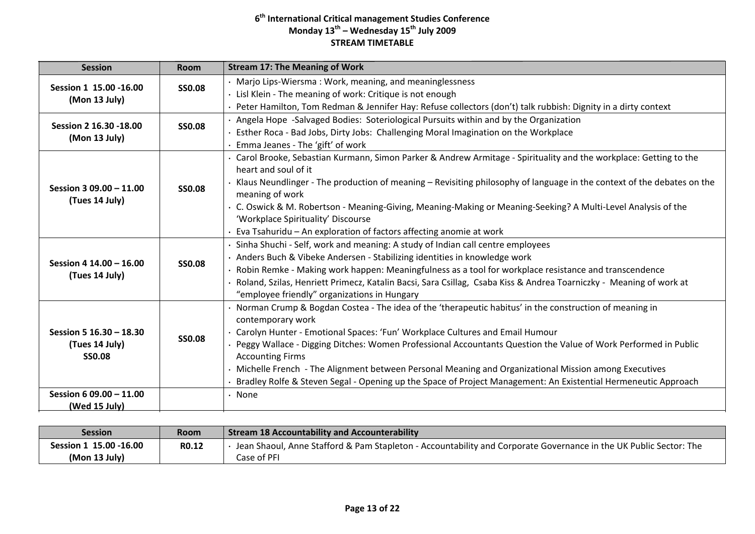**6th International Critical management Studies Conference**
**Monday 13th – Wednesday 15th July 2009**
**STREAM TIMETABLE**

| Session | Room | Stream 17: The Meaning of Work |
|---|---|---|
| **Session 1 15.00 -16.00 (Mon 13 July)** | **SS0.08** | · Marjo Lips-Wiersma : Work, meaning, and meaninglessness<br>· Lisl Klein - The meaning of work: Critique is not enough<br>· Peter Hamilton, Tom Redman & Jennifer Hay: Refuse collectors (don't) talk rubbish: Dignity in a dirty context |
| **Session 2 16.30 -18.00 (Mon 13 July)** | **SS0.08** | · Angela Hope -Salvaged Bodies: Soteriological Pursuits within and by the Organization<br>· Esther Roca - Bad Jobs, Dirty Jobs: Challenging Moral Imagination on the Workplace<br>· Emma Jeanes - The 'gift' of work |
| **Session 3 09.00 – 11.00 (Tues 14 July)** | **SS0.08** | · Carol Brooke, Sebastian Kurmann, Simon Parker & Andrew Armitage - Spirituality and the workplace: Getting to the heart and soul of it<br>· Klaus Neundlinger - The production of meaning – Revisiting philosophy of language in the context of the debates on the meaning of work<br>· C. Oswick & M. Robertson - Meaning-Giving, Meaning-Making or Meaning-Seeking? A Multi-Level Analysis of the 'Workplace Spirituality' Discourse<br>· Eva Tsahuridu – An exploration of factors affecting anomie at work |
| **Session 4 14.00 – 16.00 (Tues 14 July)** | **SS0.08** | · Sinha Shuchi - Self, work and meaning: A study of Indian call centre employees<br>· Anders Buch & Vibeke Andersen - Stabilizing identities in knowledge work<br>· Robin Remke - Making work happen: Meaningfulness as a tool for workplace resistance and transcendence<br>· Roland, Szilas, Henriett Primecz, Katalin Bacsi, Sara Csillag, Csaba Kiss & Andrea Toarniczky - Meaning of work at "employee friendly" organizations in Hungary |
| **Session 5 16.30 – 18.30 (Tues 14 July) SS0.08** | **SS0.08** | · Norman Crump & Bogdan Costea - The idea of the 'therapeutic habitus' in the construction of meaning in contemporary work<br>· Carolyn Hunter - Emotional Spaces: 'Fun' Workplace Cultures and Email Humour<br>· Peggy Wallace - Digging Ditches: Women Professional Accountants Question the Value of Work Performed in Public Accounting Firms<br>· Michelle French - The Alignment between Personal Meaning and Organizational Mission among Executives<br>· Bradley Rolfe & Steven Segal - Opening up the Space of Project Management: An Existential Hermeneutic Approach |
| **Session 6 09.00 – 11.00 (Wed 15 July)** | | · None |

| Session | Room | Stream 18 Accountability and Accounterability |
|---|---|---|
| **Session 1 15.00 -16.00 (Mon 13 July)** | **R0.12** | · Jean Shaoul, Anne Stafford & Pam Stapleton - Accountability and Corporate Governance in the UK Public Sector: The Case of PFI |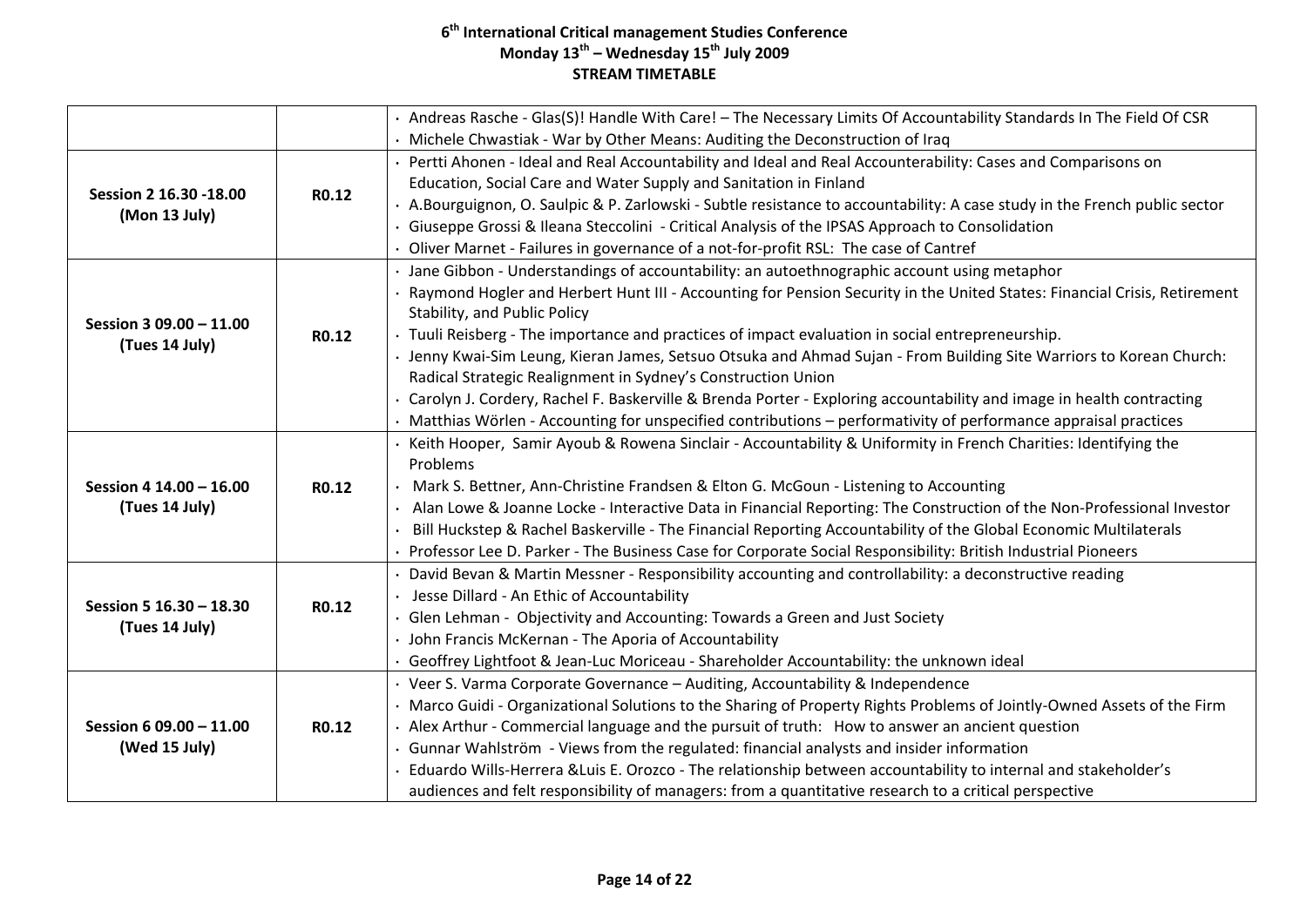**6th International Critical management Studies Conference**
**Monday 13th – Wednesday 15th July 2009**
**STREAM TIMETABLE**

| | | |
|---|---|---|
| | | · Andreas Rasche - Glas(S)! Handle With Care! – The Necessary Limits Of Accountability Standards In The Field Of CSR<br>· Michele Chwastiak - War by Other Means: Auditing the Deconstruction of Iraq |
| **Session 2 16.30 -18.00 (Mon 13 July)** | **R0.12** | · Pertti Ahonen - Ideal and Real Accountability and Ideal and Real Accounterability: Cases and Comparisons on Education, Social Care and Water Supply and Sanitation in Finland<br>· A.Bourguignon, O. Saulpic & P. Zarlowski - Subtle resistance to accountability: A case study in the French public sector<br>· Giuseppe Grossi & Ileana Steccolini - Critical Analysis of the IPSAS Approach to Consolidation<br>· Oliver Marnet - Failures in governance of a not-for-profit RSL: The case of Cantref |
| **Session 3 09.00 – 11.00 (Tues 14 July)** | **R0.12** | · Jane Gibbon - Understandings of accountability: an autoethnographic account using metaphor<br>· Raymond Hogler and Herbert Hunt III - Accounting for Pension Security in the United States: Financial Crisis, Retirement Stability, and Public Policy<br>· Tuuli Reisberg - The importance and practices of impact evaluation in social entrepreneurship.<br>· Jenny Kwai-Sim Leung, Kieran James, Setsuo Otsuka and Ahmad Sujan - From Building Site Warriors to Korean Church: Radical Strategic Realignment in Sydney's Construction Union<br>· Carolyn J. Cordery, Rachel F. Baskerville & Brenda Porter - Exploring accountability and image in health contracting<br>· Matthias Wörlen - Accounting for unspecified contributions – performativity of performance appraisal practices |
| **Session 4 14.00 – 16.00 (Tues 14 July)** | **R0.12** | · Keith Hooper, Samir Ayoub & Rowena Sinclair - Accountability & Uniformity in French Charities: Identifying the Problems<br>· Mark S. Bettner, Ann-Christine Frandsen & Elton G. McGoun - Listening to Accounting<br>· Alan Lowe & Joanne Locke - Interactive Data in Financial Reporting: The Construction of the Non-Professional Investor<br>· Bill Huckstep & Rachel Baskerville - The Financial Reporting Accountability of the Global Economic Multilaterals<br>· Professor Lee D. Parker - The Business Case for Corporate Social Responsibility: British Industrial Pioneers |
| **Session 5 16.30 – 18.30 (Tues 14 July)** | **R0.12** | · David Bevan & Martin Messner - Responsibility accounting and controllability: a deconstructive reading<br>· Jesse Dillard - An Ethic of Accountability<br>· Glen Lehman - Objectivity and Accounting: Towards a Green and Just Society<br>· John Francis McKernan - The Aporia of Accountability<br>· Geoffrey Lightfoot & Jean-Luc Moriceau - Shareholder Accountability: the unknown ideal |
| **Session 6 09.00 – 11.00 (Wed 15 July)** | **R0.12** | · Veer S. Varma Corporate Governance – Auditing, Accountability & Independence<br>· Marco Guidi - Organizational Solutions to the Sharing of Property Rights Problems of Jointly-Owned Assets of the Firm<br>· Alex Arthur - Commercial language and the pursuit of truth: How to answer an ancient question<br>· Gunnar Wahlström - Views from the regulated: financial analysts and insider information<br>· Eduardo Wills-Herrera &Luis E. Orozco - The relationship between accountability to internal and stakeholder's audiences and felt responsibility of managers: from a quantitative research to a critical perspective |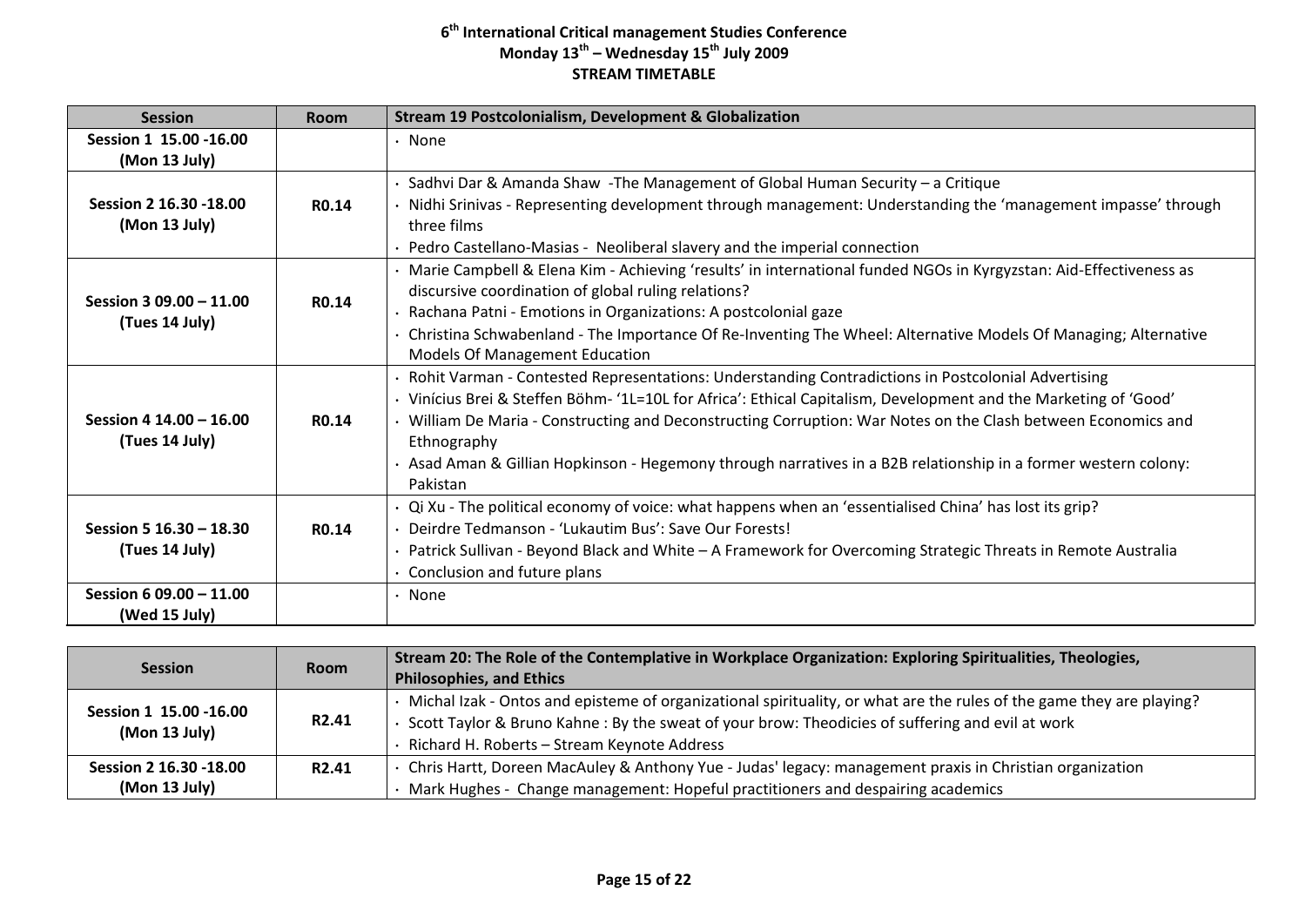# 6th International Critical management Studies Conference
## Monday 13th – Wednesday 15th July 2009
## STREAM TIMETABLE

| Session | Room | Stream 19 Postcolonialism, Development & Globalization |
|---|---|---|
| Session 1 15.00 -16.00 (Mon 13 July) | | · None |
| Session 2 16.30 -18.00 (Mon 13 July) | R0.14 | · Sadhvi Dar & Amanda Shaw -The Management of Global Human Security – a Critique<br>· Nidhi Srinivas - Representing development through management: Understanding the 'management impasse' through three films<br>· Pedro Castellano-Masias - Neoliberal slavery and the imperial connection |
| Session 3 09.00 – 11.00 (Tues 14 July) | R0.14 | · Marie Campbell & Elena Kim - Achieving 'results' in international funded NGOs in Kyrgyzstan: Aid-Effectiveness as discursive coordination of global ruling relations?<br>· Rachana Patni - Emotions in Organizations: A postcolonial gaze<br>· Christina Schwabenland - The Importance Of Re-Inventing The Wheel: Alternative Models Of Managing; Alternative Models Of Management Education |
| Session 4 14.00 – 16.00 (Tues 14 July) | R0.14 | · Rohit Varman - Contested Representations: Understanding Contradictions in Postcolonial Advertising<br>· Vinícius Brei & Steffen Böhm- '1L=10L for Africa': Ethical Capitalism, Development and the Marketing of 'Good'<br>· William De Maria - Constructing and Deconstructing Corruption: War Notes on the Clash between Economics and Ethnography<br>· Asad Aman & Gillian Hopkinson - Hegemony through narratives in a B2B relationship in a former western colony: Pakistan |
| Session 5 16.30 – 18.30 (Tues 14 July) | R0.14 | · Qi Xu - The political economy of voice: what happens when an 'essentialised China' has lost its grip?<br>· Deirdre Tedmanson - 'Lukautim Bus': Save Our Forests!<br>· Patrick Sullivan - Beyond Black and White – A Framework for Overcoming Strategic Threats in Remote Australia<br>· Conclusion and future plans |
| Session 6 09.00 – 11.00 (Wed 15 July) | | · None |

| Session | Room | Stream 20: The Role of the Contemplative in Workplace Organization: Exploring Spiritualities, Theologies, Philosophies, and Ethics |
|---|---|---|
| Session 1 15.00 -16.00 (Mon 13 July) | R2.41 | · Michal Izak - Ontos and episteme of organizational spirituality, or what are the rules of the game they are playing?<br>· Scott Taylor & Bruno Kahne : By the sweat of your brow: Theodicies of suffering and evil at work<br>· Richard H. Roberts – Stream Keynote Address |
| Session 2 16.30 -18.00 (Mon 13 July) | R2.41 | · Chris Hartt, Doreen MacAuley & Anthony Yue - Judas' legacy: management praxis in Christian organization<br>· Mark Hughes - Change management: Hopeful practitioners and despairing academics |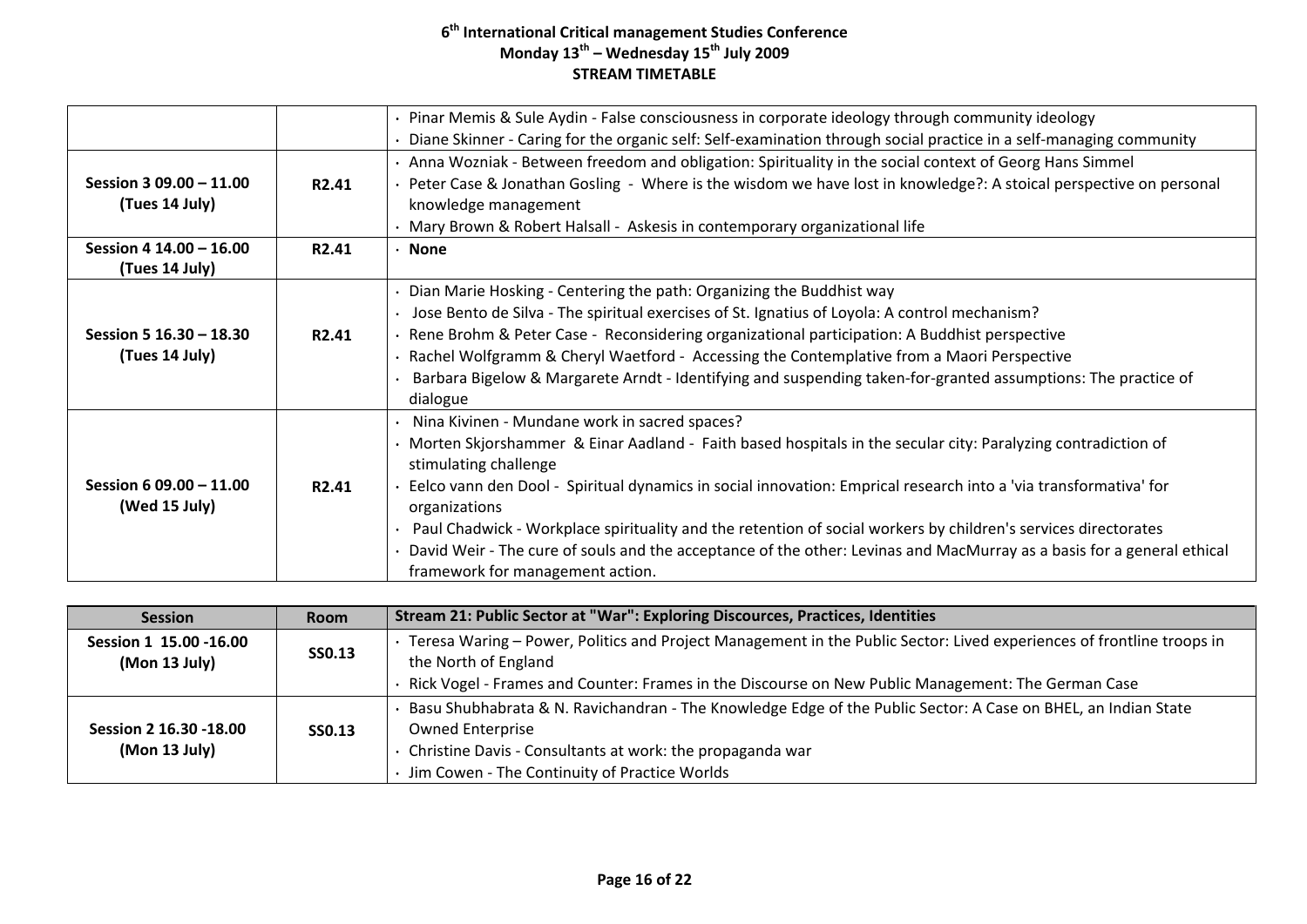| | | |
|---|---|---|
| | | · Pinar Memis & Sule Aydin - False consciousness in corporate ideology through community ideology<br>· Diane Skinner - Caring for the organic self: Self-examination through social practice in a self-managing community |
| **Session 3 09.00 – 11.00 (Tues 14 July)** | **R2.41** | · Anna Wozniak - Between freedom and obligation: Spirituality in the social context of Georg Hans Simmel<br>· Peter Case & Jonathan Gosling - Where is the wisdom we have lost in knowledge?: A stoical perspective on personal knowledge management<br>· Mary Brown & Robert Halsall - Askesis in contemporary organizational life |
| **Session 4 14.00 – 16.00 (Tues 14 July)** | **R2.41** | · **None** |
| **Session 5 16.30 – 18.30 (Tues 14 July)** | **R2.41** | · Dian Marie Hosking - Centering the path: Organizing the Buddhist way<br>· Jose Bento de Silva - The spiritual exercises of St. Ignatius of Loyola: A control mechanism?<br>· Rene Brohm & Peter Case - Reconsidering organizational participation: A Buddhist perspective<br>· Rachel Wolfgramm & Cheryl Waetford - Accessing the Contemplative from a Maori Perspective<br>· Barbara Bigelow & Margarete Arndt - Identifying and suspending taken-for-granted assumptions: The practice of dialogue |
| **Session 6 09.00 – 11.00 (Wed 15 July)** | **R2.41** | · Nina Kivinen - Mundane work in sacred spaces?<br>· Morten Skjorshammer & Einar Aadland - Faith based hospitals in the secular city: Paralyzing contradiction of stimulating challenge<br>· Eelco vann den Dool - Spiritual dynamics in social innovation: Emprical research into a 'via transformativa' for organizations<br>· Paul Chadwick - Workplace spirituality and the retention of social workers by children's services directorates<br>· David Weir - The cure of souls and the acceptance of the other: Levinas and MacMurray as a basis for a general ethical framework for management action. |

| Session | Room | Stream 21: Public Sector at "War": Exploring Discources, Practices, Identities |
|---|---|---|
| **Session 1 15.00 -16.00 (Mon 13 July)** | **SS0.13** | · Teresa Waring – Power, Politics and Project Management in the Public Sector: Lived experiences of frontline troops in the North of England<br>· Rick Vogel - Frames and Counter: Frames in the Discourse on New Public Management: The German Case |
| **Session 2 16.30 -18.00 (Mon 13 July)** | **SS0.13** | · Basu Shubhabrata & N. Ravichandran - The Knowledge Edge of the Public Sector: A Case on BHEL, an Indian State Owned Enterprise<br>· Christine Davis - Consultants at work: the propaganda war<br>· Jim Cowen - The Continuity of Practice Worlds |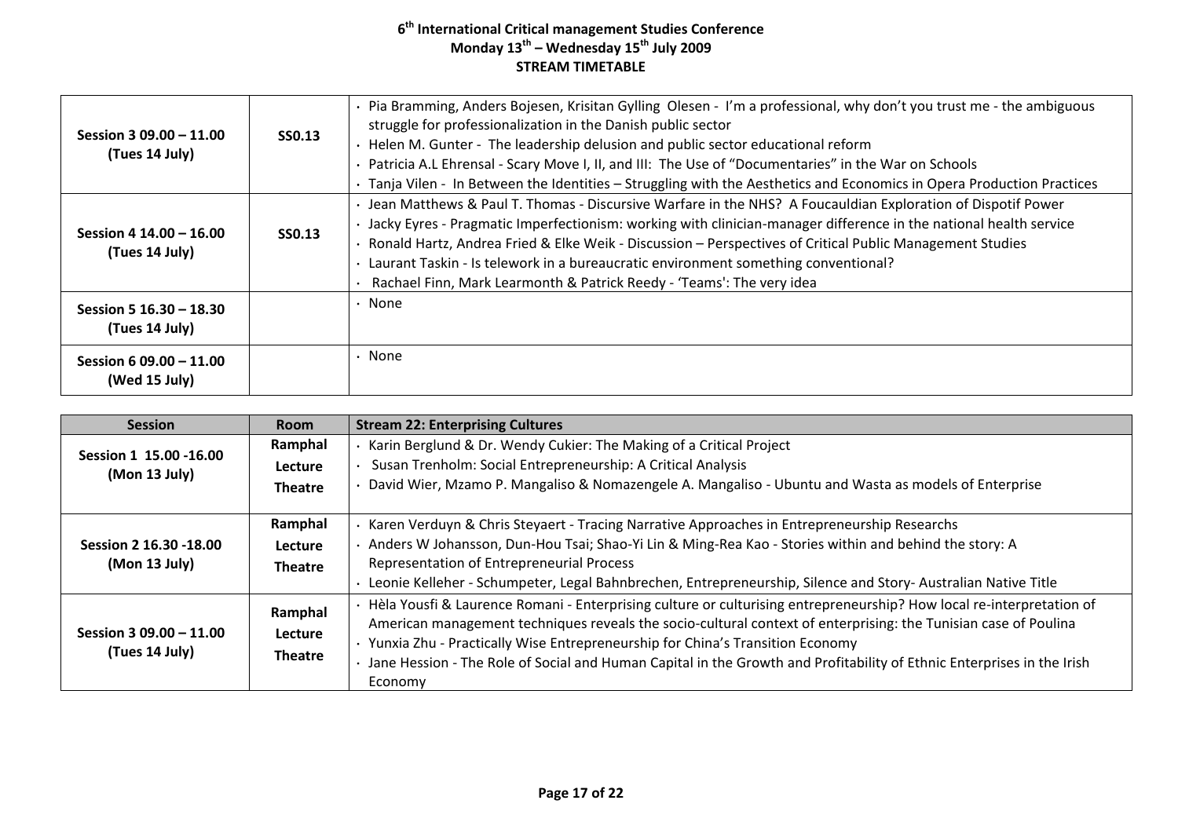**6th International Critical management Studies Conference**
**Monday 13th – Wednesday 15th July 2009**
**STREAM TIMETABLE**

| | | |
|---|---|---|
| **Session 3 09.00 – 11.00 (Tues 14 July)** | **SS0.13** | · Pia Bramming, Anders Bojesen, Krisitan Gylling Olesen - I'm a professional, why don't you trust me - the ambiguous struggle for professionalization in the Danish public sector<br>· Helen M. Gunter - The leadership delusion and public sector educational reform<br>· Patricia A.L Ehrensal - Scary Move I, II, and III: The Use of "Documentaries" in the War on Schools<br>· Tanja Vilen - In Between the Identities – Struggling with the Aesthetics and Economics in Opera Production Practices |
| **Session 4 14.00 – 16.00 (Tues 14 July)** | **SS0.13** | · Jean Matthews & Paul T. Thomas - Discursive Warfare in the NHS? A Foucauldian Exploration of Dispotif Power<br>· Jacky Eyres - Pragmatic Imperfectionism: working with clinician-manager difference in the national health service<br>· Ronald Hartz, Andrea Fried & Elke Weik - Discussion – Perspectives of Critical Public Management Studies<br>· Laurant Taskin - Is telework in a bureaucratic environment something conventional?<br>· Rachael Finn, Mark Learmonth & Patrick Reedy - 'Teams': The very idea |
| **Session 5 16.30 – 18.30 (Tues 14 July)** | | · None |
| **Session 6 09.00 – 11.00 (Wed 15 July)** | | · None |

| Session | Room | Stream 22: Enterprising Cultures |
|---|---|---|
| **Session 1 15.00 -16.00 (Mon 13 July)** | **Ramphal Lecture Theatre** | · Karin Berglund & Dr. Wendy Cukier: The Making of a Critical Project<br>· Susan Trenholm: Social Entrepreneurship: A Critical Analysis<br>· David Wier, Mzamo P. Mangaliso & Nomazengele A. Mangaliso - Ubuntu and Wasta as models of Enterprise |
| **Session 2 16.30 -18.00 (Mon 13 July)** | **Ramphal Lecture Theatre** | · Karen Verduyn & Chris Steyaert - Tracing Narrative Approaches in Entrepreneurship Researchs<br>· Anders W Johansson, Dun-Hou Tsai; Shao-Yi Lin & Ming-Rea Kao - Stories within and behind the story: A Representation of Entrepreneurial Process<br>· Leonie Kelleher - Schumpeter, Legal Bahnbrechen, Entrepreneurship, Silence and Story- Australian Native Title |
| **Session 3 09.00 – 11.00 (Tues 14 July)** | **Ramphal Lecture Theatre** | · Hèla Yousfi & Laurence Romani - Enterprising culture or culturising entrepreneurship? How local re-interpretation of American management techniques reveals the socio-cultural context of enterprising: the Tunisian case of Poulina<br>· Yunxia Zhu - Practically Wise Entrepreneurship for China's Transition Economy<br>· Jane Hession - The Role of Social and Human Capital in the Growth and Profitability of Ethnic Enterprises in the Irish Economy |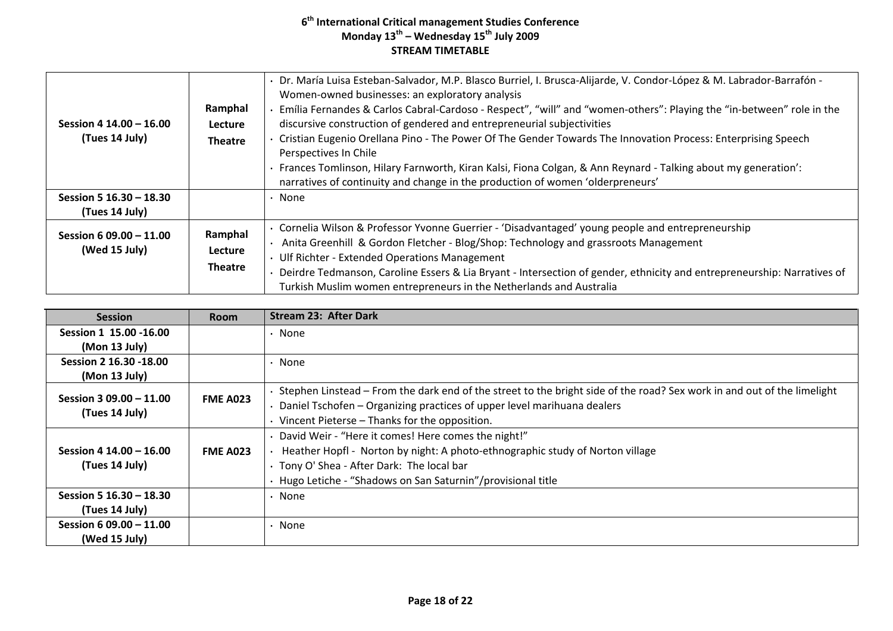**6th International Critical management Studies Conference**
**Monday 13th – Wednesday 15th July 2009**
**STREAM TIMETABLE**

| | | |
|---|---|---|
| **Session 4 14.00 – 16.00 (Tues 14 July)** | **Ramphal Lecture Theatre** | • Dr. María Luisa Esteban-Salvador, M.P. Blasco Burriel, I. Brusca-Alijarde, V. Condor-López & M. Labrador-Barrafón - Women-owned businesses: an exploratory analysis<br>• Emília Fernandes & Carlos Cabral-Cardoso - Respect", "will" and "women-others": Playing the "in-between" role in the discursive construction of gendered and entrepreneurial subjectivities<br>• Cristian Eugenio Orellana Pino - The Power Of The Gender Towards The Innovation Process: Enterprising Speech Perspectives In Chile<br>• Frances Tomlinson, Hilary Farnworth, Kiran Kalsi, Fiona Colgan, & Ann Reynard - Talking about my generation': narratives of continuity and change in the production of women 'olderpreneurs' |
| **Session 5 16.30 – 18.30 (Tues 14 July)** | | • None |
| **Session 6 09.00 – 11.00 (Wed 15 July)** | **Ramphal Lecture Theatre** | • Cornelia Wilson & Professor Yvonne Guerrier - 'Disadvantaged' young people and entrepreneurship<br>• Anita Greenhill & Gordon Fletcher - Blog/Shop: Technology and grassroots Management<br>• Ulf Richter - Extended Operations Management<br>• Deirdre Tedmanson, Caroline Essers & Lia Bryant - Intersection of gender, ethnicity and entrepreneurship: Narratives of Turkish Muslim women entrepreneurs in the Netherlands and Australia |

| Session | Room | Stream 23: After Dark |
|---|---|---|
| **Session 1 15.00 -16.00 (Mon 13 July)** | | • None |
| **Session 2 16.30 -18.00 (Mon 13 July)** | | • None |
| **Session 3 09.00 – 11.00 (Tues 14 July)** | **FME A023** | • Stephen Linstead – From the dark end of the street to the bright side of the road? Sex work in and out of the limelight<br>• Daniel Tschofen – Organizing practices of upper level marihuana dealers<br>• Vincent Pieterse – Thanks for the opposition. |
| **Session 4 14.00 – 16.00 (Tues 14 July)** | **FME A023** | • David Weir - "Here it comes! Here comes the night!"<br>• Heather Hopfl - Norton by night: A photo-ethnographic study of Norton village<br>• Tony O' Shea - After Dark: The local bar<br>• Hugo Letiche - "Shadows on San Saturnin"/provisional title |
| **Session 5 16.30 – 18.30 (Tues 14 July)** | | • None |
| **Session 6 09.00 – 11.00 (Wed 15 July)** | | • None |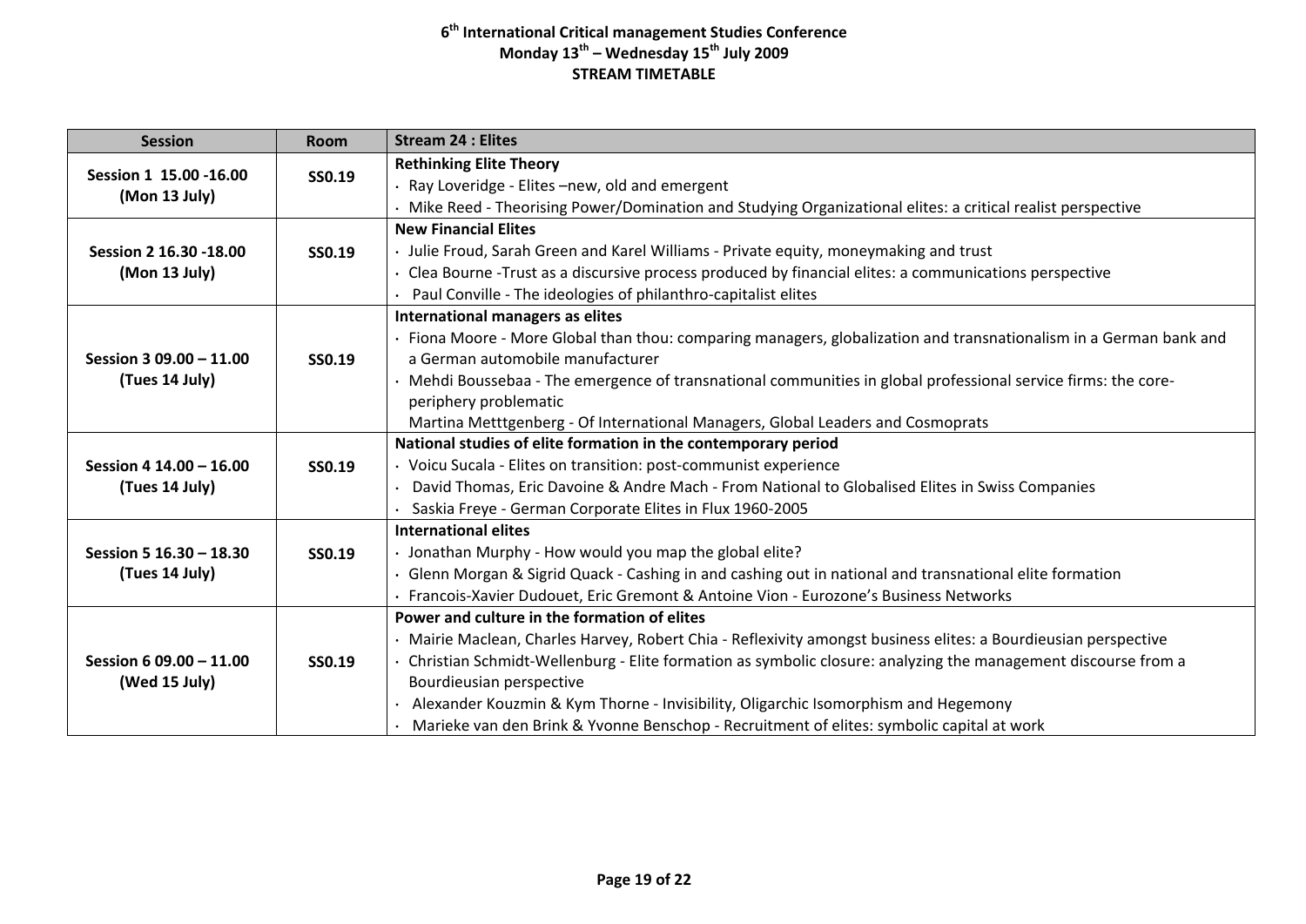**6th International Critical management Studies Conference**
**Monday 13th – Wednesday 15th July 2009**
**STREAM TIMETABLE**

| Session | Room | Stream 24 : Elites |
|---|---|---|
| **Session 1 15.00 -16.00 (Mon 13 July)** | **SS0.19** | **Rethinking Elite Theory**<br>· Ray Loveridge - Elites –new, old and emergent<br>· Mike Reed - Theorising Power/Domination and Studying Organizational elites: a critical realist perspective |
| **Session 2 16.30 -18.00 (Mon 13 July)** | **SS0.19** | **New Financial Elites**<br>· Julie Froud, Sarah Green and Karel Williams - Private equity, moneymaking and trust<br>· Clea Bourne -Trust as a discursive process produced by financial elites: a communications perspective<br>· Paul Conville - The ideologies of philanthro-capitalist elites |
| **Session 3 09.00 – 11.00 (Tues 14 July)** | **SS0.19** | **International managers as elites**<br>· Fiona Moore - More Global than thou: comparing managers, globalization and transnationalism in a German bank and a German automobile manufacturer<br>· Mehdi Boussebaa - The emergence of transnational communities in global professional service firms: the core-periphery problematic<br>Martina Metttgenberg - Of International Managers, Global Leaders and Cosmoprats |
| **Session 4 14.00 – 16.00 (Tues 14 July)** | **SS0.19** | **National studies of elite formation in the contemporary period**<br>· Voicu Sucala - Elites on transition: post-communist experience<br>· David Thomas, Eric Davoine & Andre Mach - From National to Globalised Elites in Swiss Companies<br>· Saskia Freye - German Corporate Elites in Flux 1960-2005 |
| **Session 5 16.30 – 18.30 (Tues 14 July)** | **SS0.19** | **International elites**<br>· Jonathan Murphy - How would you map the global elite?<br>· Glenn Morgan & Sigrid Quack - Cashing in and cashing out in national and transnational elite formation<br>· Francois-Xavier Dudouet, Eric Gremont & Antoine Vion - Eurozone's Business Networks |
| **Session 6 09.00 – 11.00 (Wed 15 July)** | **SS0.19** | **Power and culture in the formation of elites**<br>· Mairie Maclean, Charles Harvey, Robert Chia - Reflexivity amongst business elites: a Bourdieusian perspective<br>· Christian Schmidt-Wellenburg - Elite formation as symbolic closure: analyzing the management discourse from a Bourdieusian perspective<br>· Alexander Kouzmin & Kym Thorne - Invisibility, Oligarchic Isomorphism and Hegemony<br>· Marieke van den Brink & Yvonne Benschop - Recruitment of elites: symbolic capital at work |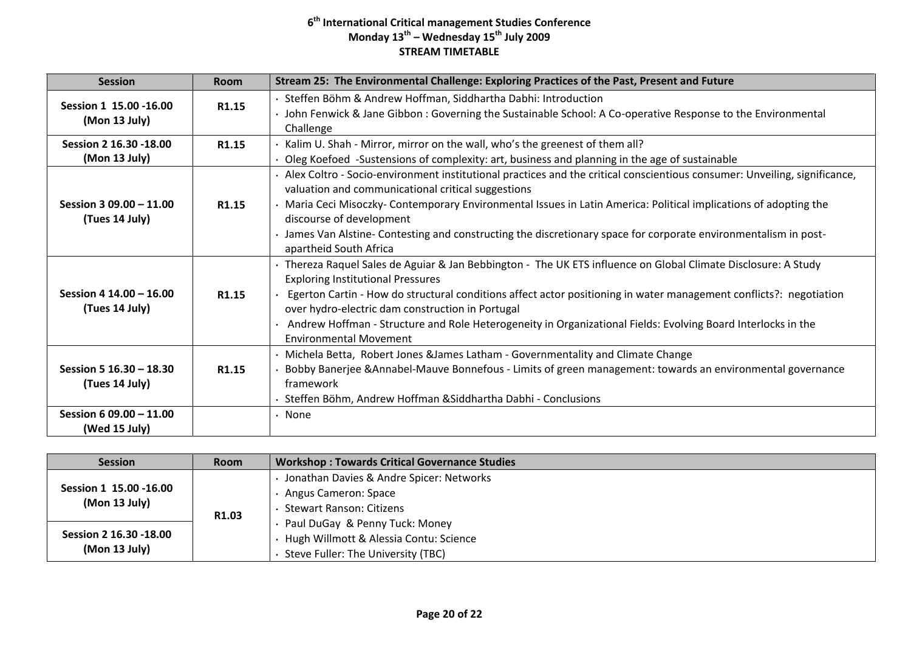**6th International Critical management Studies Conference**
**Monday 13th – Wednesday 15th July 2009**
**STREAM TIMETABLE**

| Session | Room | Stream 25: The Environmental Challenge: Exploring Practices of the Past, Present and Future |
|---|---|---|
| **Session 1 15.00 -16.00 (Mon 13 July)** | **R1.15** | · Steffen Böhm & Andrew Hoffman, Siddhartha Dabhi: Introduction<br>· John Fenwick & Jane Gibbon : Governing the Sustainable School: A Co-operative Response to the Environmental Challenge |
| **Session 2 16.30 -18.00 (Mon 13 July)** | **R1.15** | · Kalim U. Shah - Mirror, mirror on the wall, who's the greenest of them all?<br>· Oleg Koefoed -Sustensions of complexity: art, business and planning in the age of sustainable |
| **Session 3 09.00 – 11.00 (Tues 14 July)** | **R1.15** | · Alex Coltro - Socio-environment institutional practices and the critical conscientious consumer: Unveiling, significance, valuation and communicational critical suggestions<br>· Maria Ceci Misoczky- Contemporary Environmental Issues in Latin America: Political implications of adopting the discourse of development<br>· James Van Alstine- Contesting and constructing the discretionary space for corporate environmentalism in post-apartheid South Africa |
| **Session 4 14.00 – 16.00 (Tues 14 July)** | **R1.15** | · Thereza Raquel Sales de Aguiar & Jan Bebbington - The UK ETS influence on Global Climate Disclosure: A Study Exploring Institutional Pressures<br>· Egerton Cartin - How do structural conditions affect actor positioning in water management conflicts?: negotiation over hydro-electric dam construction in Portugal<br>· Andrew Hoffman - Structure and Role Heterogeneity in Organizational Fields: Evolving Board Interlocks in the Environmental Movement |
| **Session 5 16.30 – 18.30 (Tues 14 July)** | **R1.15** | · Michela Betta, Robert Jones &James Latham - Governmentality and Climate Change<br>· Bobby Banerjee &Annabel-Mauve Bonnefous - Limits of green management: towards an environmental governance framework<br>· Steffen Böhm, Andrew Hoffman &Siddhartha Dabhi - Conclusions |
| **Session 6 09.00 – 11.00 (Wed 15 July)** | | · None |

| Session | Room | Workshop : Towards Critical Governance Studies |
|---|---|---|
| **Session 1 15.00 -16.00 (Mon 13 July)** | **R1.03** | · Jonathan Davies & Andre Spicer: Networks<br>· Angus Cameron: Space<br>· Stewart Ranson: Citizens<br>· Paul DuGay & Penny Tuck: Money<br>· Hugh Willmott & Alessia Contu: Science<br>· Steve Fuller: The University (TBC) |
| **Session 2 16.30 -18.00 (Mon 13 July)** | | |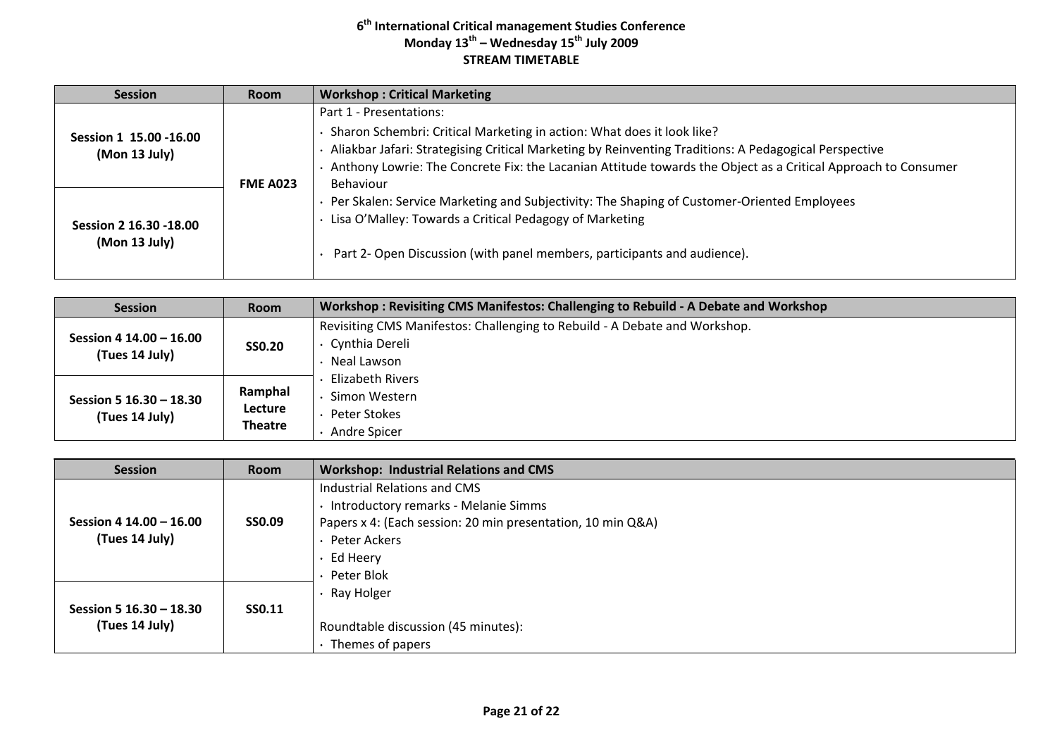# 6th International Critical management Studies Conference
## Monday 13th – Wednesday 15th July 2009
## STREAM TIMETABLE

| Session | Room | Workshop : Critical Marketing |
|---|---|---|
| **Session 1 15.00 -16.00 (Mon 13 July)** | **FME A023** | Part 1 - Presentations:<br>· Sharon Schembri: Critical Marketing in action: What does it look like?<br>· Aliakbar Jafari: Strategising Critical Marketing by Reinventing Traditions: A Pedagogical Perspective<br>· Anthony Lowrie: The Concrete Fix: the Lacanian Attitude towards the Object as a Critical Approach to Consumer Behaviour<br>· Per Skalen: Service Marketing and Subjectivity: The Shaping of Customer-Oriented Employees<br>· Lisa O'Malley: Towards a Critical Pedagogy of Marketing<br>· Part 2- Open Discussion (with panel members, participants and audience). |
| **Session 2 16.30 -18.00 (Mon 13 July)** | | |

| Session | Room | Workshop : Revisiting CMS Manifestos: Challenging to Rebuild - A Debate and Workshop |
|---|---|---|
| **Session 4 14.00 – 16.00 (Tues 14 July)** | **SS0.20** | Revisiting CMS Manifestos: Challenging to Rebuild - A Debate and Workshop.<br>· Cynthia Dereli<br>· Neal Lawson<br>· Elizabeth Rivers<br>· Simon Western<br>· Peter Stokes<br>· Andre Spicer |
| **Session 5 16.30 – 18.30 (Tues 14 July)** | **Ramphal Lecture Theatre** | |

| Session | Room | Workshop: Industrial Relations and CMS |
|---|---|---|
| **Session 4 14.00 – 16.00 (Tues 14 July)** | **SS0.09** | Industrial Relations and CMS<br>· Introductory remarks - Melanie Simms<br>Papers x 4: (Each session: 20 min presentation, 10 min Q&A)<br>· Peter Ackers<br>· Ed Heery<br>· Peter Blok<br>· Ray Holger<br><br>Roundtable discussion (45 minutes):<br>· Themes of papers |
| **Session 5 16.30 – 18.30 (Tues 14 July)** | **SS0.11** | |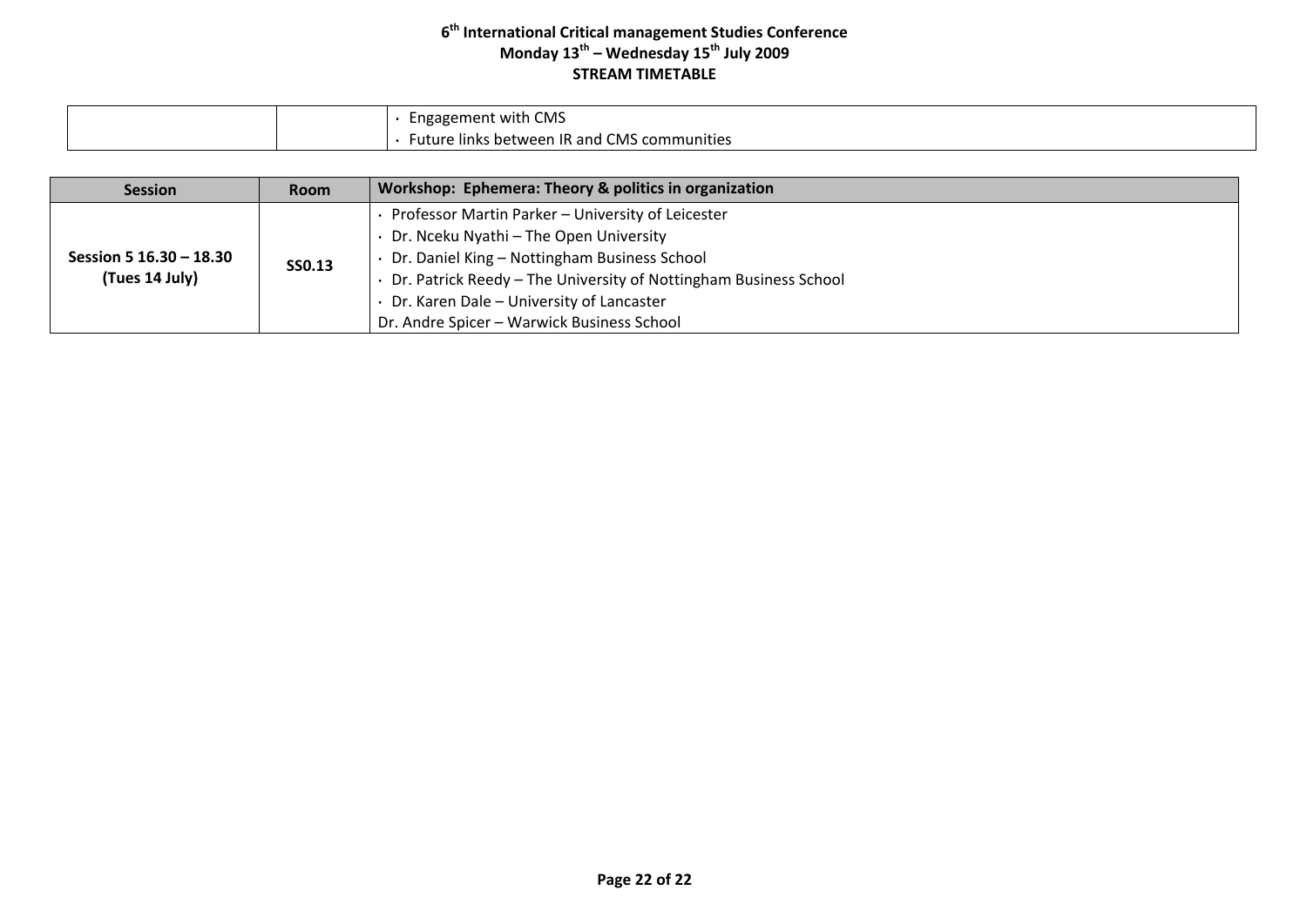| | | |
|---|---|---|
| | | · Engagement with CMS<br>· Future links between IR and CMS communities |

| Session | Room | Workshop: Ephemera: Theory & politics in organization |
|---|---|---|
| **Session 5 16.30 – 18.30 (Tues 14 July)** | **SS0.13** | · Professor Martin Parker – University of Leicester<br>· Dr. Nceku Nyathi – The Open University<br>· Dr. Daniel King – Nottingham Business School<br>· Dr. Patrick Reedy – The University of Nottingham Business School<br>· Dr. Karen Dale – University of Lancaster<br>Dr. Andre Spicer – Warwick Business School |